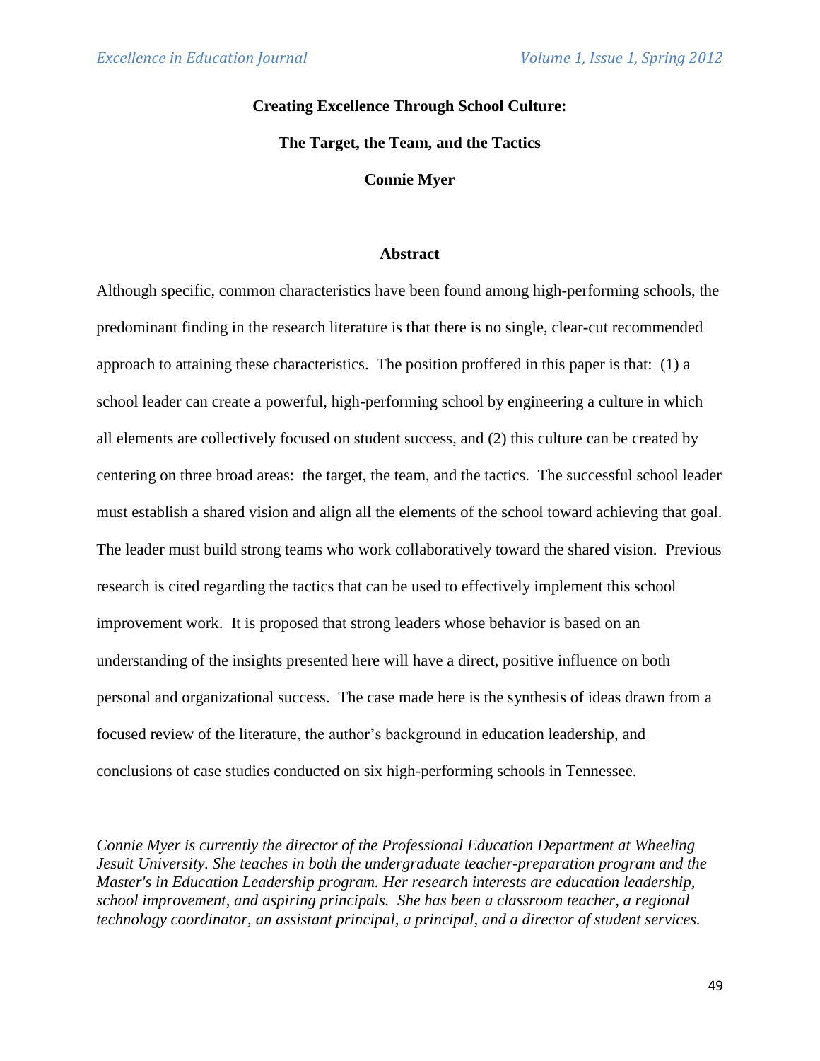# Creating Excellence Through School Culture:

## The Target, the Team, and the Tactics

**Connie Myer**

### Abstract

Although specific, common characteristics have been found among high-performing schools, the predominant finding in the research literature is that there is no single, clear-cut recommended approach to attaining these characteristics. The position proffered in this paper is that: (1) a school leader can create a powerful, high-performing school by engineering a culture in which all elements are collectively focused on student success, and (2) this culture can be created by centering on three broad areas: the target, the team, and the tactics. The successful school leader must establish a shared vision and align all the elements of the school toward achieving that goal. The leader must build strong teams who work collaboratively toward the shared vision. Previous research is cited regarding the tactics that can be used to effectively implement this school improvement work. It is proposed that strong leaders whose behavior is based on an understanding of the insights presented here will have a direct, positive influence on both personal and organizational success. The case made here is the synthesis of ideas drawn from a focused review of the literature, the author's background in education leadership, and conclusions of case studies conducted on six high-performing schools in Tennessee.

*Connie Myer is currently the director of the Professional Education Department at Wheeling Jesuit University. She teaches in both the undergraduate teacher-preparation program and the Master's in Education Leadership program. Her research interests are education leadership, school improvement, and aspiring principals. She has been a classroom teacher, a regional technology coordinator, an assistant principal, a principal, and a director of student services.*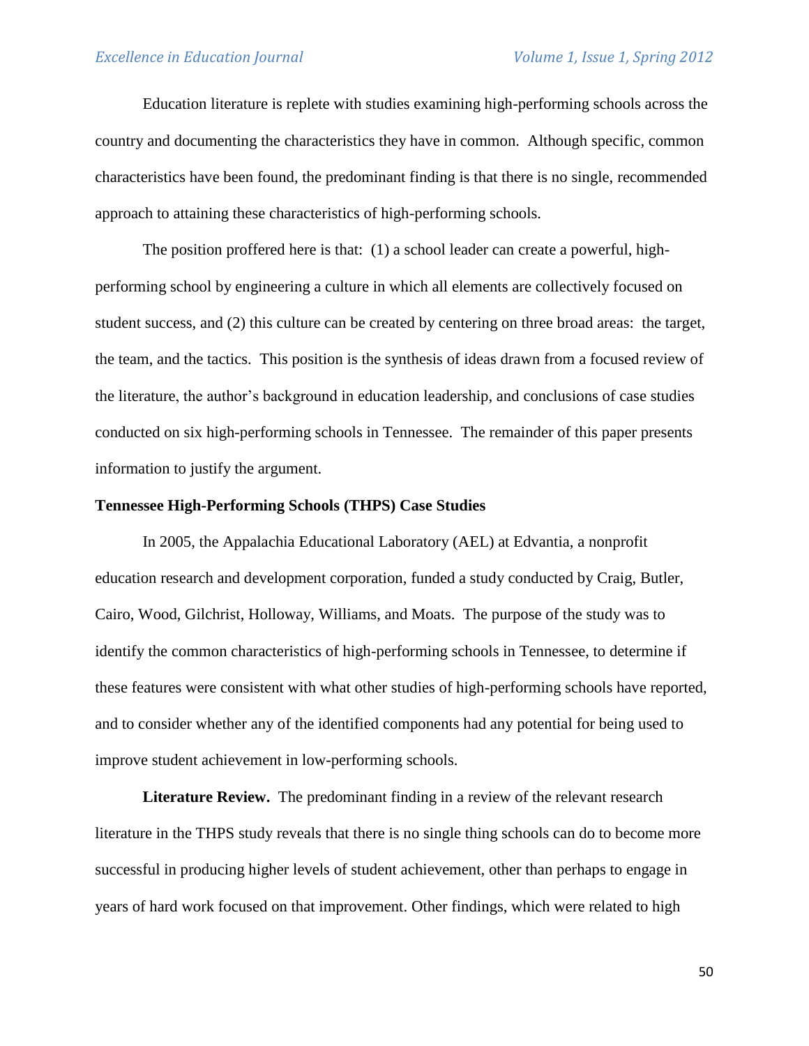Education literature is replete with studies examining high-performing schools across the country and documenting the characteristics they have in common. Although specific, common characteristics have been found, the predominant finding is that there is no single, recommended approach to attaining these characteristics of high-performing schools.

The position proffered here is that: (1) a school leader can create a powerful, high-performing school by engineering a culture in which all elements are collectively focused on student success, and (2) this culture can be created by centering on three broad areas: the target, the team, and the tactics. This position is the synthesis of ideas drawn from a focused review of the literature, the author's background in education leadership, and conclusions of case studies conducted on six high-performing schools in Tennessee. The remainder of this paper presents information to justify the argument.

**Tennessee High-Performing Schools (THPS) Case Studies**

In 2005, the Appalachia Educational Laboratory (AEL) at Edvantia, a nonprofit education research and development corporation, funded a study conducted by Craig, Butler, Cairo, Wood, Gilchrist, Holloway, Williams, and Moats. The purpose of the study was to identify the common characteristics of high-performing schools in Tennessee, to determine if these features were consistent with what other studies of high-performing schools have reported, and to consider whether any of the identified components had any potential for being used to improve student achievement in low-performing schools.

**Literature Review.** The predominant finding in a review of the relevant research literature in the THPS study reveals that there is no single thing schools can do to become more successful in producing higher levels of student achievement, other than perhaps to engage in years of hard work focused on that improvement. Other findings, which were related to high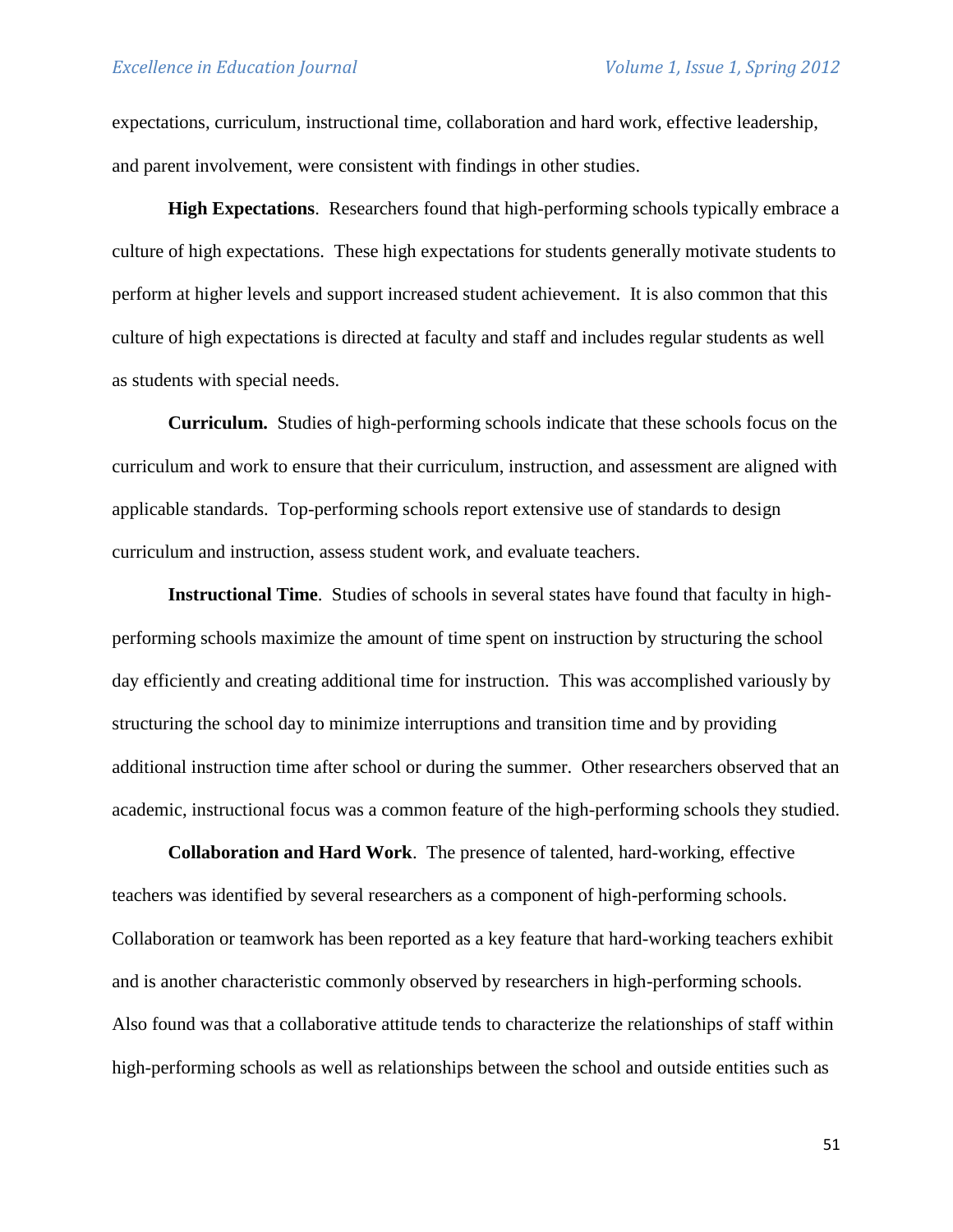expectations, curriculum, instructional time, collaboration and hard work, effective leadership, and parent involvement, were consistent with findings in other studies.

**High Expectations**. Researchers found that high-performing schools typically embrace a culture of high expectations. These high expectations for students generally motivate students to perform at higher levels and support increased student achievement. It is also common that this culture of high expectations is directed at faculty and staff and includes regular students as well as students with special needs.

**Curriculum.** Studies of high-performing schools indicate that these schools focus on the curriculum and work to ensure that their curriculum, instruction, and assessment are aligned with applicable standards. Top-performing schools report extensive use of standards to design curriculum and instruction, assess student work, and evaluate teachers.

**Instructional Time**. Studies of schools in several states have found that faculty in high-performing schools maximize the amount of time spent on instruction by structuring the school day efficiently and creating additional time for instruction. This was accomplished variously by structuring the school day to minimize interruptions and transition time and by providing additional instruction time after school or during the summer. Other researchers observed that an academic, instructional focus was a common feature of the high-performing schools they studied.

**Collaboration and Hard Work**. The presence of talented, hard-working, effective teachers was identified by several researchers as a component of high-performing schools. Collaboration or teamwork has been reported as a key feature that hard-working teachers exhibit and is another characteristic commonly observed by researchers in high-performing schools. Also found was that a collaborative attitude tends to characterize the relationships of staff within high-performing schools as well as relationships between the school and outside entities such as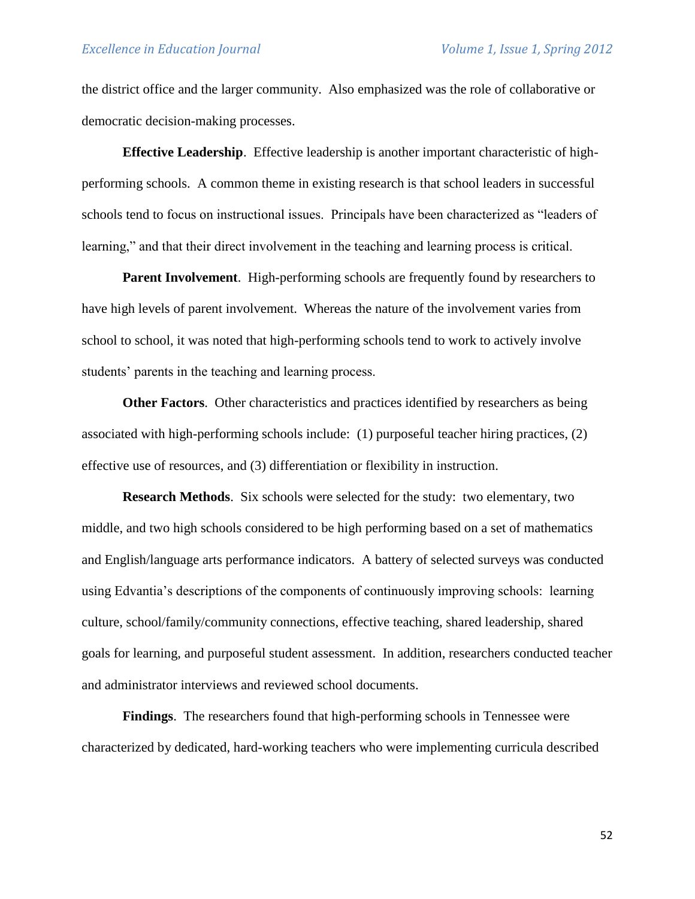the district office and the larger community. Also emphasized was the role of collaborative or democratic decision-making processes.

**Effective Leadership**. Effective leadership is another important characteristic of high-performing schools. A common theme in existing research is that school leaders in successful schools tend to focus on instructional issues. Principals have been characterized as "leaders of learning," and that their direct involvement in the teaching and learning process is critical.

**Parent Involvement**. High-performing schools are frequently found by researchers to have high levels of parent involvement. Whereas the nature of the involvement varies from school to school, it was noted that high-performing schools tend to work to actively involve students' parents in the teaching and learning process.

**Other Factors**. Other characteristics and practices identified by researchers as being associated with high-performing schools include: (1) purposeful teacher hiring practices, (2) effective use of resources, and (3) differentiation or flexibility in instruction.

**Research Methods**. Six schools were selected for the study: two elementary, two middle, and two high schools considered to be high performing based on a set of mathematics and English/language arts performance indicators. A battery of selected surveys was conducted using Edvantia's descriptions of the components of continuously improving schools: learning culture, school/family/community connections, effective teaching, shared leadership, shared goals for learning, and purposeful student assessment. In addition, researchers conducted teacher and administrator interviews and reviewed school documents.

**Findings**. The researchers found that high-performing schools in Tennessee were characterized by dedicated, hard-working teachers who were implementing curricula described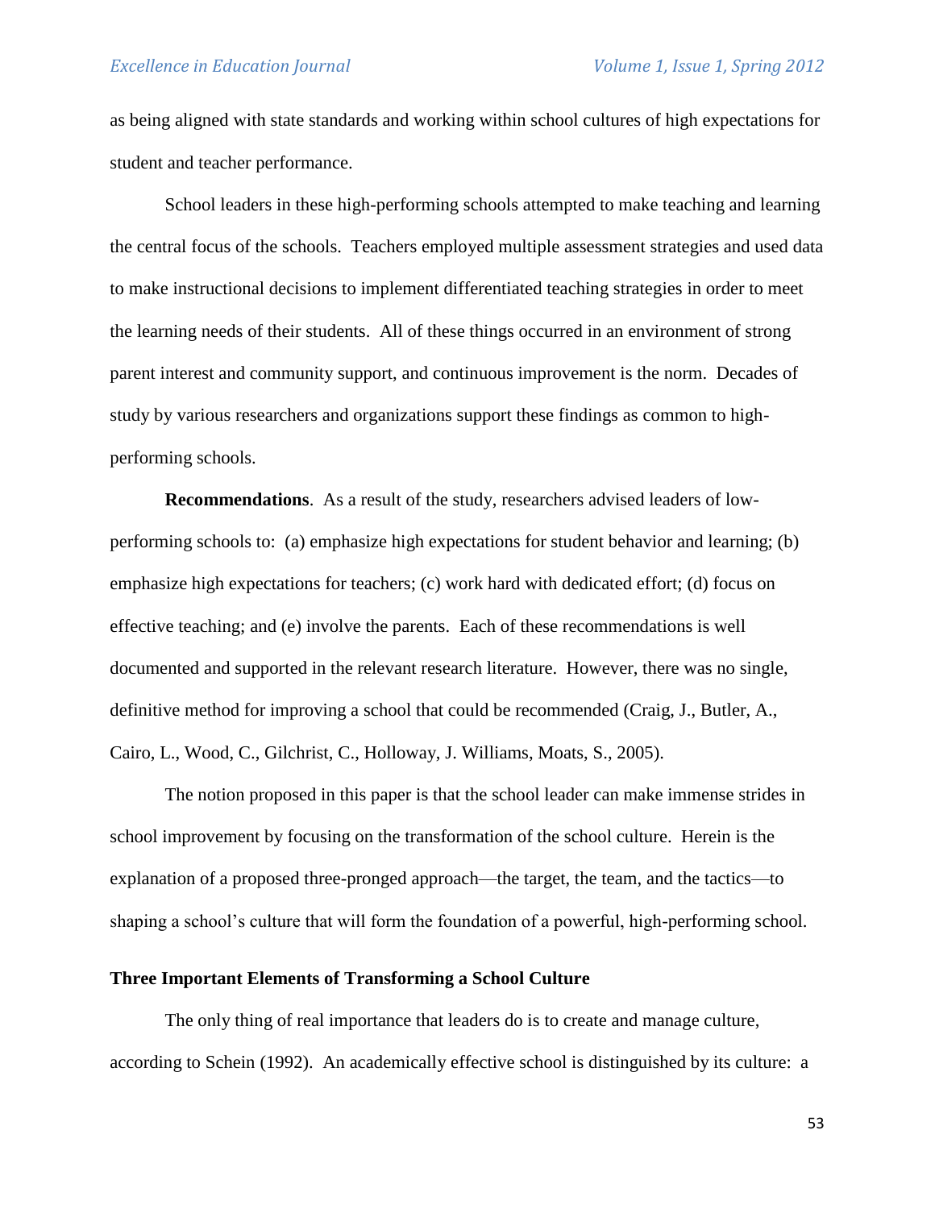as being aligned with state standards and working within school cultures of high expectations for student and teacher performance.

School leaders in these high-performing schools attempted to make teaching and learning the central focus of the schools. Teachers employed multiple assessment strategies and used data to make instructional decisions to implement differentiated teaching strategies in order to meet the learning needs of their students. All of these things occurred in an environment of strong parent interest and community support, and continuous improvement is the norm. Decades of study by various researchers and organizations support these findings as common to high-performing schools.

**Recommendations**. As a result of the study, researchers advised leaders of low-performing schools to: (a) emphasize high expectations for student behavior and learning; (b) emphasize high expectations for teachers; (c) work hard with dedicated effort; (d) focus on effective teaching; and (e) involve the parents. Each of these recommendations is well documented and supported in the relevant research literature. However, there was no single, definitive method for improving a school that could be recommended (Craig, J., Butler, A., Cairo, L., Wood, C., Gilchrist, C., Holloway, J. Williams, Moats, S., 2005).

The notion proposed in this paper is that the school leader can make immense strides in school improvement by focusing on the transformation of the school culture. Herein is the explanation of a proposed three-pronged approach—the target, the team, and the tactics—to shaping a school's culture that will form the foundation of a powerful, high-performing school.

## Three Important Elements of Transforming a School Culture

The only thing of real importance that leaders do is to create and manage culture, according to Schein (1992). An academically effective school is distinguished by its culture: a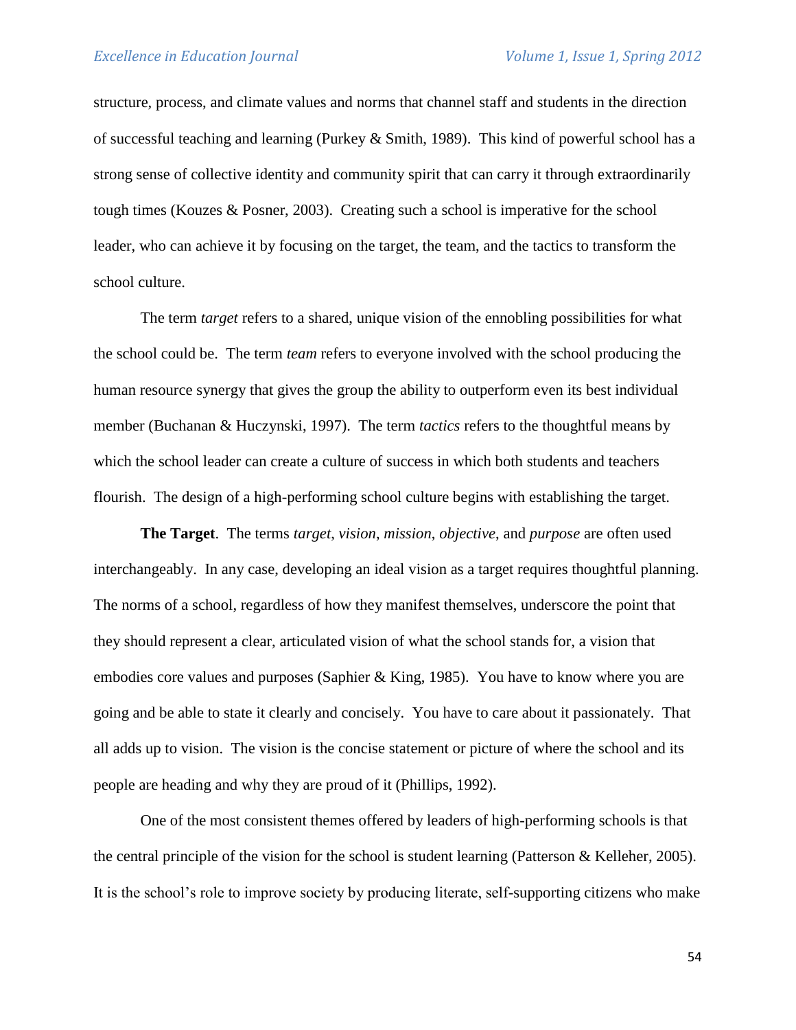structure, process, and climate values and norms that channel staff and students in the direction of successful teaching and learning (Purkey & Smith, 1989). This kind of powerful school has a strong sense of collective identity and community spirit that can carry it through extraordinarily tough times (Kouzes & Posner, 2003). Creating such a school is imperative for the school leader, who can achieve it by focusing on the target, the team, and the tactics to transform the school culture.

The term *target* refers to a shared, unique vision of the ennobling possibilities for what the school could be. The term *team* refers to everyone involved with the school producing the human resource synergy that gives the group the ability to outperform even its best individual member (Buchanan & Huczynski, 1997). The term *tactics* refers to the thoughtful means by which the school leader can create a culture of success in which both students and teachers flourish. The design of a high-performing school culture begins with establishing the target.

**The Target**. The terms *target, vision, mission, objective,* and *purpose* are often used interchangeably. In any case, developing an ideal vision as a target requires thoughtful planning. The norms of a school, regardless of how they manifest themselves, underscore the point that they should represent a clear, articulated vision of what the school stands for, a vision that embodies core values and purposes (Saphier & King, 1985). You have to know where you are going and be able to state it clearly and concisely. You have to care about it passionately. That all adds up to vision. The vision is the concise statement or picture of where the school and its people are heading and why they are proud of it (Phillips, 1992).

One of the most consistent themes offered by leaders of high-performing schools is that the central principle of the vision for the school is student learning (Patterson & Kelleher, 2005). It is the school's role to improve society by producing literate, self-supporting citizens who make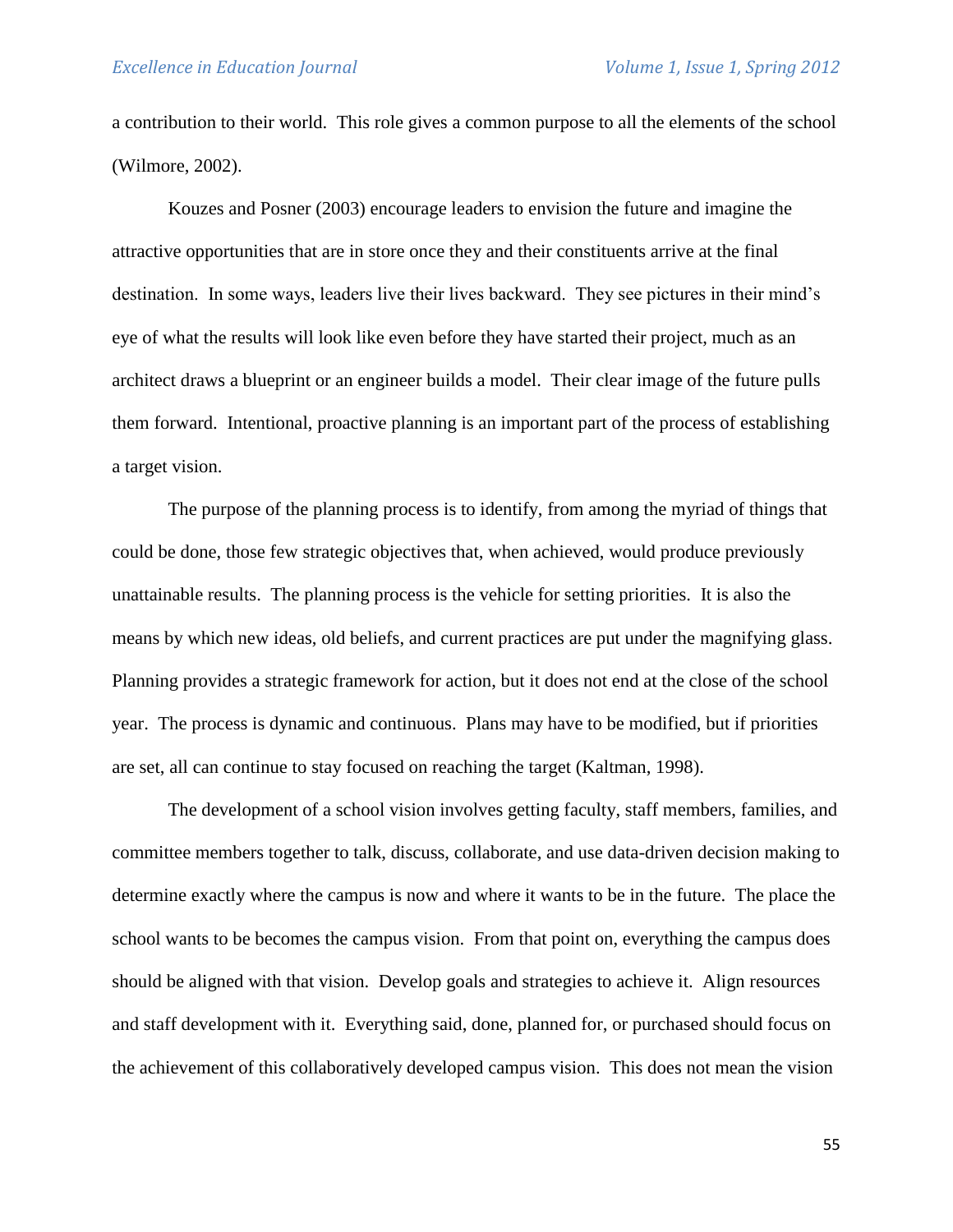a contribution to their world. This role gives a common purpose to all the elements of the school (Wilmore, 2002).

Kouzes and Posner (2003) encourage leaders to envision the future and imagine the attractive opportunities that are in store once they and their constituents arrive at the final destination. In some ways, leaders live their lives backward. They see pictures in their mind's eye of what the results will look like even before they have started their project, much as an architect draws a blueprint or an engineer builds a model. Their clear image of the future pulls them forward. Intentional, proactive planning is an important part of the process of establishing a target vision.

The purpose of the planning process is to identify, from among the myriad of things that could be done, those few strategic objectives that, when achieved, would produce previously unattainable results. The planning process is the vehicle for setting priorities. It is also the means by which new ideas, old beliefs, and current practices are put under the magnifying glass. Planning provides a strategic framework for action, but it does not end at the close of the school year. The process is dynamic and continuous. Plans may have to be modified, but if priorities are set, all can continue to stay focused on reaching the target (Kaltman, 1998).

The development of a school vision involves getting faculty, staff members, families, and committee members together to talk, discuss, collaborate, and use data-driven decision making to determine exactly where the campus is now and where it wants to be in the future. The place the school wants to be becomes the campus vision. From that point on, everything the campus does should be aligned with that vision. Develop goals and strategies to achieve it. Align resources and staff development with it. Everything said, done, planned for, or purchased should focus on the achievement of this collaboratively developed campus vision. This does not mean the vision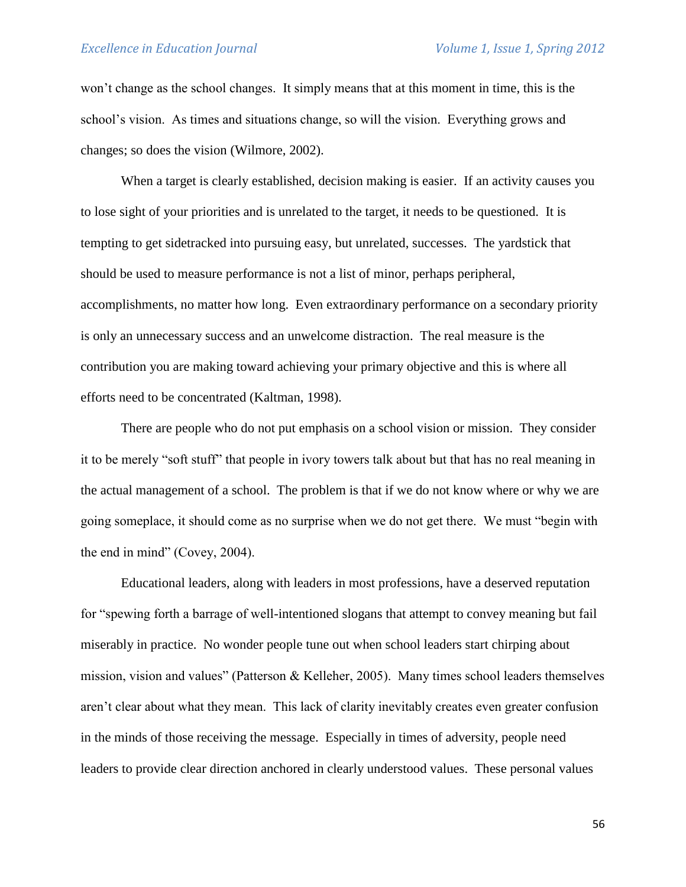won't change as the school changes. It simply means that at this moment in time, this is the school's vision. As times and situations change, so will the vision. Everything grows and changes; so does the vision (Wilmore, 2002).

When a target is clearly established, decision making is easier. If an activity causes you to lose sight of your priorities and is unrelated to the target, it needs to be questioned. It is tempting to get sidetracked into pursuing easy, but unrelated, successes. The yardstick that should be used to measure performance is not a list of minor, perhaps peripheral, accomplishments, no matter how long. Even extraordinary performance on a secondary priority is only an unnecessary success and an unwelcome distraction. The real measure is the contribution you are making toward achieving your primary objective and this is where all efforts need to be concentrated (Kaltman, 1998).

There are people who do not put emphasis on a school vision or mission. They consider it to be merely "soft stuff" that people in ivory towers talk about but that has no real meaning in the actual management of a school. The problem is that if we do not know where or why we are going someplace, it should come as no surprise when we do not get there. We must "begin with the end in mind" (Covey, 2004).

Educational leaders, along with leaders in most professions, have a deserved reputation for "spewing forth a barrage of well-intentioned slogans that attempt to convey meaning but fail miserably in practice. No wonder people tune out when school leaders start chirping about mission, vision and values" (Patterson & Kelleher, 2005). Many times school leaders themselves aren't clear about what they mean. This lack of clarity inevitably creates even greater confusion in the minds of those receiving the message. Especially in times of adversity, people need leaders to provide clear direction anchored in clearly understood values. These personal values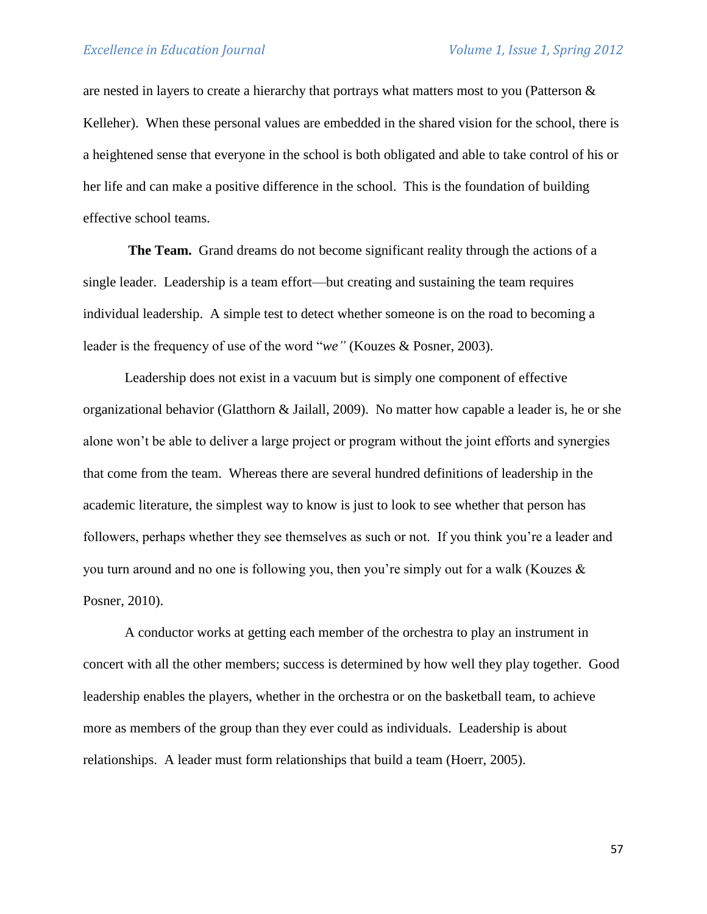are nested in layers to create a hierarchy that portrays what matters most to you (Patterson & Kelleher). When these personal values are embedded in the shared vision for the school, there is a heightened sense that everyone in the school is both obligated and able to take control of his or her life and can make a positive difference in the school. This is the foundation of building effective school teams.

**The Team.** Grand dreams do not become significant reality through the actions of a single leader. Leadership is a team effort—but creating and sustaining the team requires individual leadership. A simple test to detect whether someone is on the road to becoming a leader is the frequency of use of the word "*we"* (Kouzes & Posner, 2003).

Leadership does not exist in a vacuum but is simply one component of effective organizational behavior (Glatthorn & Jailall, 2009). No matter how capable a leader is, he or she alone won't be able to deliver a large project or program without the joint efforts and synergies that come from the team. Whereas there are several hundred definitions of leadership in the academic literature, the simplest way to know is just to look to see whether that person has followers, perhaps whether they see themselves as such or not. If you think you're a leader and you turn around and no one is following you, then you're simply out for a walk (Kouzes & Posner, 2010).

A conductor works at getting each member of the orchestra to play an instrument in concert with all the other members; success is determined by how well they play together. Good leadership enables the players, whether in the orchestra or on the basketball team, to achieve more as members of the group than they ever could as individuals. Leadership is about relationships. A leader must form relationships that build a team (Hoerr, 2005).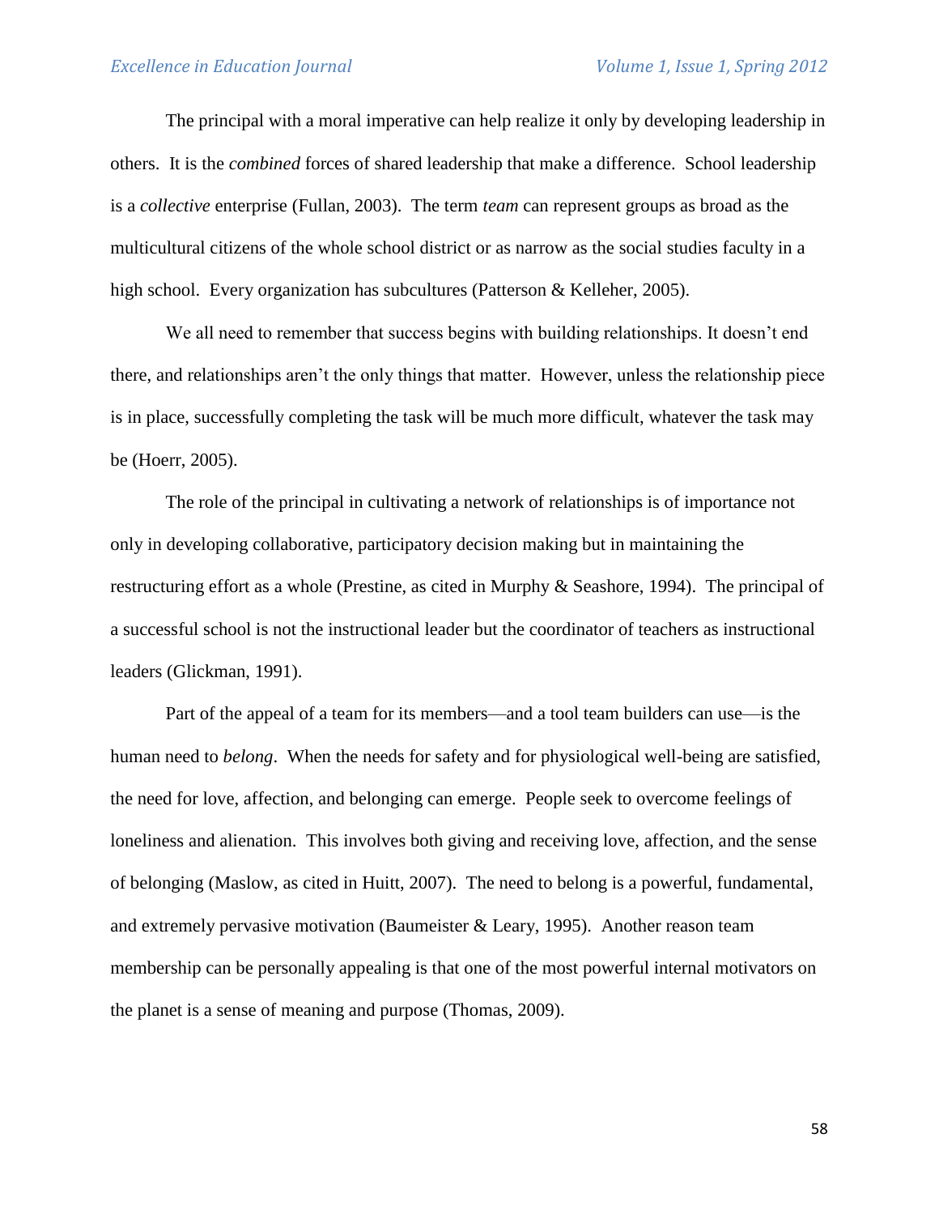The principal with a moral imperative can help realize it only by developing leadership in others. It is the *combined* forces of shared leadership that make a difference. School leadership is a *collective* enterprise (Fullan, 2003). The term *team* can represent groups as broad as the multicultural citizens of the whole school district or as narrow as the social studies faculty in a high school. Every organization has subcultures (Patterson & Kelleher, 2005).

We all need to remember that success begins with building relationships. It doesn't end there, and relationships aren't the only things that matter. However, unless the relationship piece is in place, successfully completing the task will be much more difficult, whatever the task may be (Hoerr, 2005).

The role of the principal in cultivating a network of relationships is of importance not only in developing collaborative, participatory decision making but in maintaining the restructuring effort as a whole (Prestine, as cited in Murphy & Seashore, 1994). The principal of a successful school is not the instructional leader but the coordinator of teachers as instructional leaders (Glickman, 1991).

Part of the appeal of a team for its members—and a tool team builders can use—is the human need to *belong*. When the needs for safety and for physiological well-being are satisfied, the need for love, affection, and belonging can emerge. People seek to overcome feelings of loneliness and alienation. This involves both giving and receiving love, affection, and the sense of belonging (Maslow, as cited in Huitt, 2007). The need to belong is a powerful, fundamental, and extremely pervasive motivation (Baumeister & Leary, 1995). Another reason team membership can be personally appealing is that one of the most powerful internal motivators on the planet is a sense of meaning and purpose (Thomas, 2009).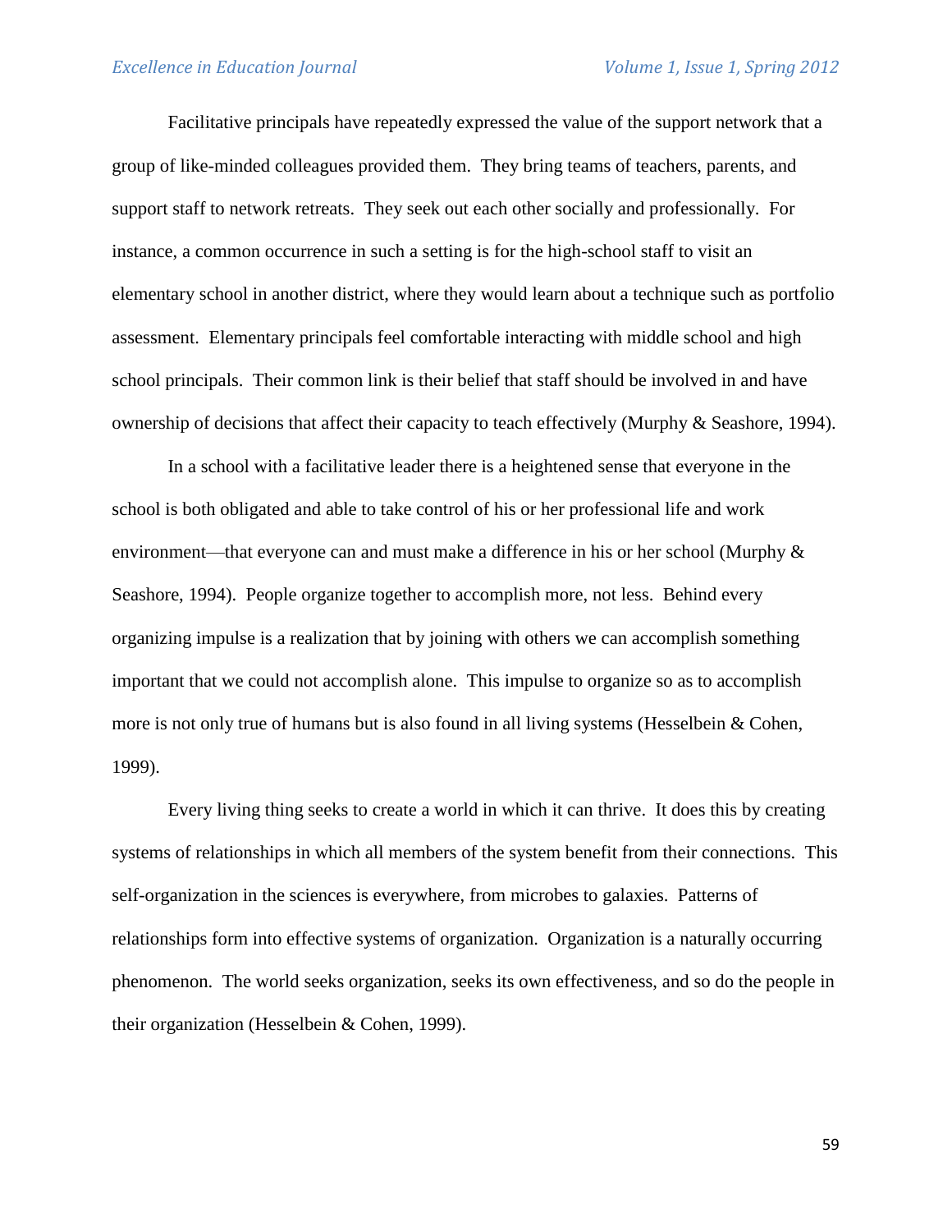Facilitative principals have repeatedly expressed the value of the support network that a group of like-minded colleagues provided them. They bring teams of teachers, parents, and support staff to network retreats. They seek out each other socially and professionally. For instance, a common occurrence in such a setting is for the high-school staff to visit an elementary school in another district, where they would learn about a technique such as portfolio assessment. Elementary principals feel comfortable interacting with middle school and high school principals. Their common link is their belief that staff should be involved in and have ownership of decisions that affect their capacity to teach effectively (Murphy & Seashore, 1994).

In a school with a facilitative leader there is a heightened sense that everyone in the school is both obligated and able to take control of his or her professional life and work environment—that everyone can and must make a difference in his or her school (Murphy & Seashore, 1994). People organize together to accomplish more, not less. Behind every organizing impulse is a realization that by joining with others we can accomplish something important that we could not accomplish alone. This impulse to organize so as to accomplish more is not only true of humans but is also found in all living systems (Hesselbein & Cohen, 1999).

Every living thing seeks to create a world in which it can thrive. It does this by creating systems of relationships in which all members of the system benefit from their connections. This self-organization in the sciences is everywhere, from microbes to galaxies. Patterns of relationships form into effective systems of organization. Organization is a naturally occurring phenomenon. The world seeks organization, seeks its own effectiveness, and so do the people in their organization (Hesselbein & Cohen, 1999).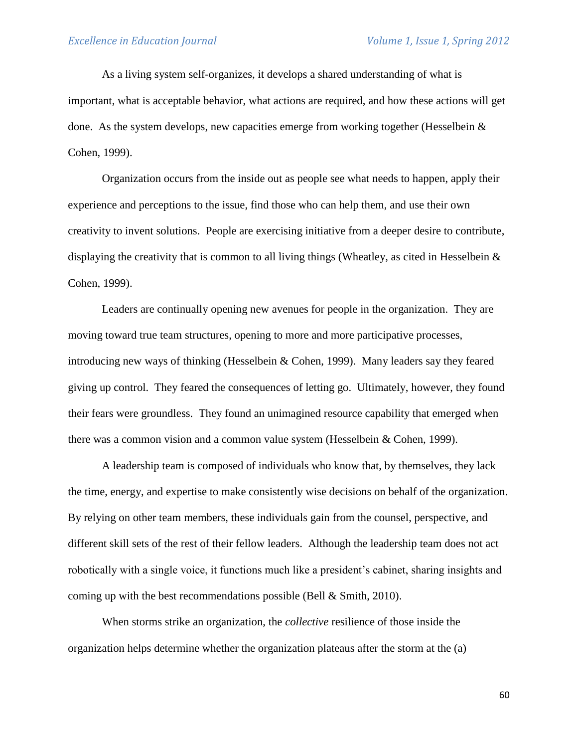As a living system self-organizes, it develops a shared understanding of what is important, what is acceptable behavior, what actions are required, and how these actions will get done. As the system develops, new capacities emerge from working together (Hesselbein & Cohen, 1999).

Organization occurs from the inside out as people see what needs to happen, apply their experience and perceptions to the issue, find those who can help them, and use their own creativity to invent solutions. People are exercising initiative from a deeper desire to contribute, displaying the creativity that is common to all living things (Wheatley, as cited in Hesselbein & Cohen, 1999).

Leaders are continually opening new avenues for people in the organization. They are moving toward true team structures, opening to more and more participative processes, introducing new ways of thinking (Hesselbein & Cohen, 1999). Many leaders say they feared giving up control. They feared the consequences of letting go. Ultimately, however, they found their fears were groundless. They found an unimagined resource capability that emerged when there was a common vision and a common value system (Hesselbein & Cohen, 1999).

A leadership team is composed of individuals who know that, by themselves, they lack the time, energy, and expertise to make consistently wise decisions on behalf of the organization. By relying on other team members, these individuals gain from the counsel, perspective, and different skill sets of the rest of their fellow leaders. Although the leadership team does not act robotically with a single voice, it functions much like a president's cabinet, sharing insights and coming up with the best recommendations possible (Bell & Smith, 2010).

When storms strike an organization, the *collective* resilience of those inside the organization helps determine whether the organization plateaus after the storm at the (a)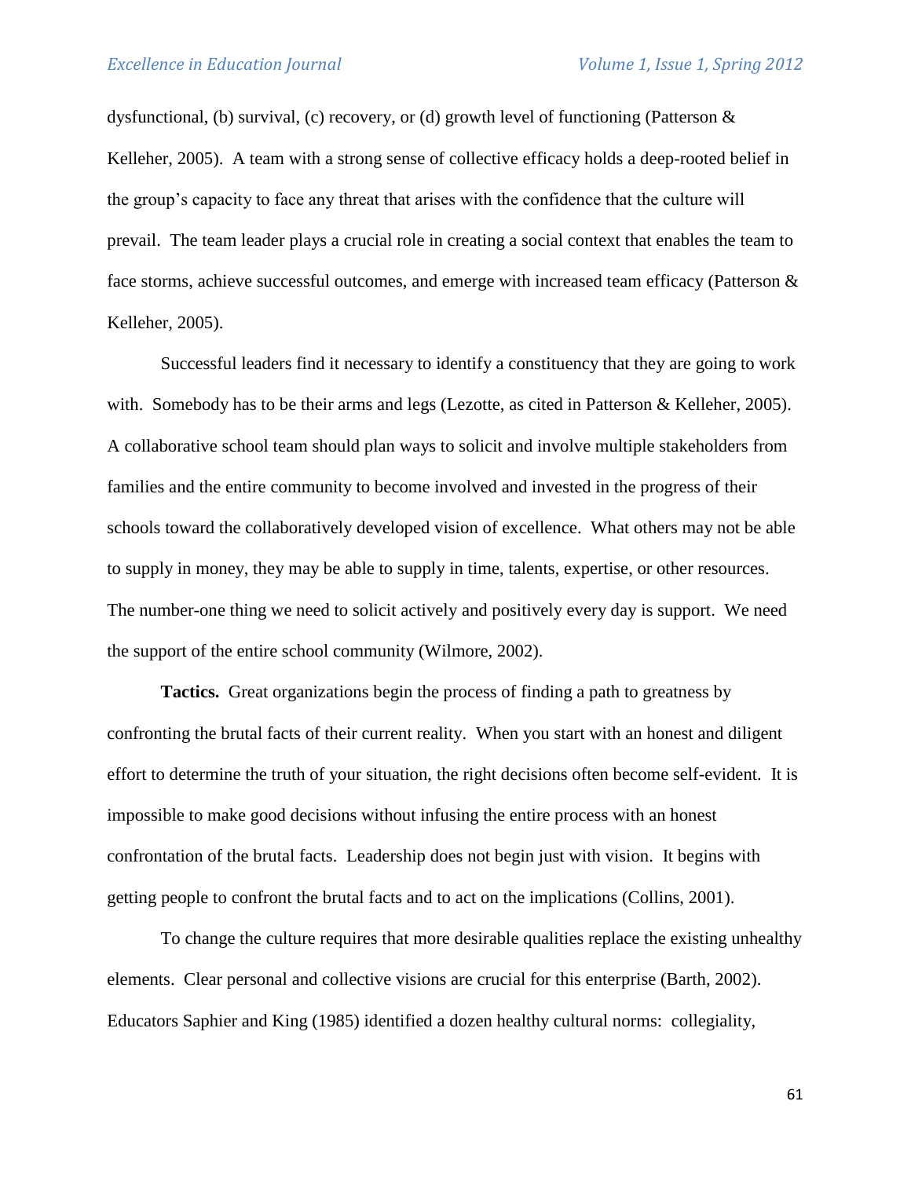dysfunctional, (b) survival, (c) recovery, or (d) growth level of functioning (Patterson & Kelleher, 2005). A team with a strong sense of collective efficacy holds a deep-rooted belief in the group's capacity to face any threat that arises with the confidence that the culture will prevail. The team leader plays a crucial role in creating a social context that enables the team to face storms, achieve successful outcomes, and emerge with increased team efficacy (Patterson & Kelleher, 2005).

Successful leaders find it necessary to identify a constituency that they are going to work with. Somebody has to be their arms and legs (Lezotte, as cited in Patterson & Kelleher, 2005). A collaborative school team should plan ways to solicit and involve multiple stakeholders from families and the entire community to become involved and invested in the progress of their schools toward the collaboratively developed vision of excellence. What others may not be able to supply in money, they may be able to supply in time, talents, expertise, or other resources. The number-one thing we need to solicit actively and positively every day is support. We need the support of the entire school community (Wilmore, 2002).

**Tactics.** Great organizations begin the process of finding a path to greatness by confronting the brutal facts of their current reality. When you start with an honest and diligent effort to determine the truth of your situation, the right decisions often become self-evident. It is impossible to make good decisions without infusing the entire process with an honest confrontation of the brutal facts. Leadership does not begin just with vision. It begins with getting people to confront the brutal facts and to act on the implications (Collins, 2001).

To change the culture requires that more desirable qualities replace the existing unhealthy elements. Clear personal and collective visions are crucial for this enterprise (Barth, 2002). Educators Saphier and King (1985) identified a dozen healthy cultural norms: collegiality,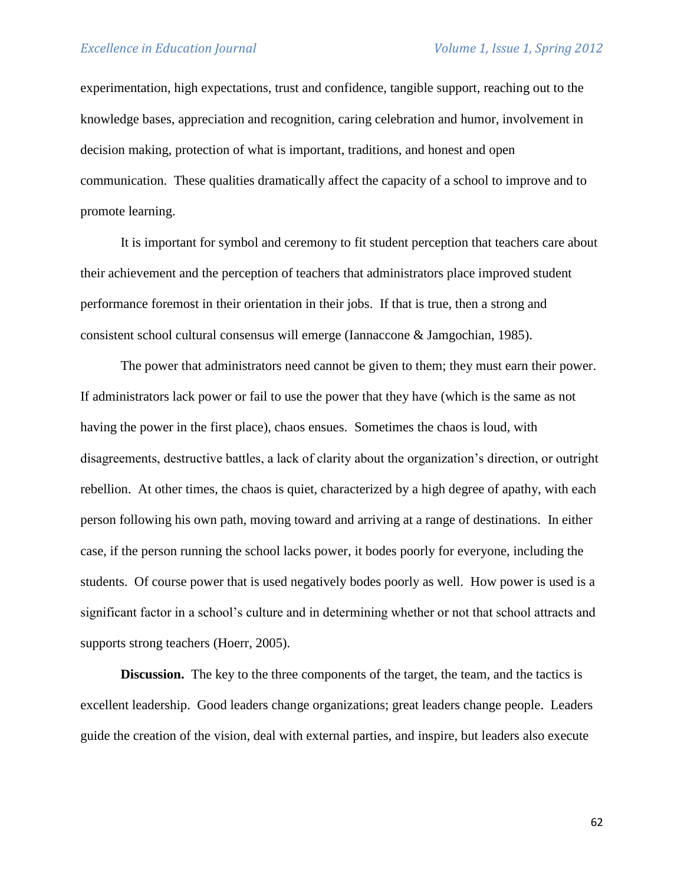experimentation, high expectations, trust and confidence, tangible support, reaching out to the knowledge bases, appreciation and recognition, caring celebration and humor, involvement in decision making, protection of what is important, traditions, and honest and open communication. These qualities dramatically affect the capacity of a school to improve and to promote learning.

It is important for symbol and ceremony to fit student perception that teachers care about their achievement and the perception of teachers that administrators place improved student performance foremost in their orientation in their jobs. If that is true, then a strong and consistent school cultural consensus will emerge (Iannaccone & Jamgochian, 1985).

The power that administrators need cannot be given to them; they must earn their power. If administrators lack power or fail to use the power that they have (which is the same as not having the power in the first place), chaos ensues. Sometimes the chaos is loud, with disagreements, destructive battles, a lack of clarity about the organization's direction, or outright rebellion. At other times, the chaos is quiet, characterized by a high degree of apathy, with each person following his own path, moving toward and arriving at a range of destinations. In either case, if the person running the school lacks power, it bodes poorly for everyone, including the students. Of course power that is used negatively bodes poorly as well. How power is used is a significant factor in a school's culture and in determining whether or not that school attracts and supports strong teachers (Hoerr, 2005).

**Discussion.** The key to the three components of the target, the team, and the tactics is excellent leadership. Good leaders change organizations; great leaders change people. Leaders guide the creation of the vision, deal with external parties, and inspire, but leaders also execute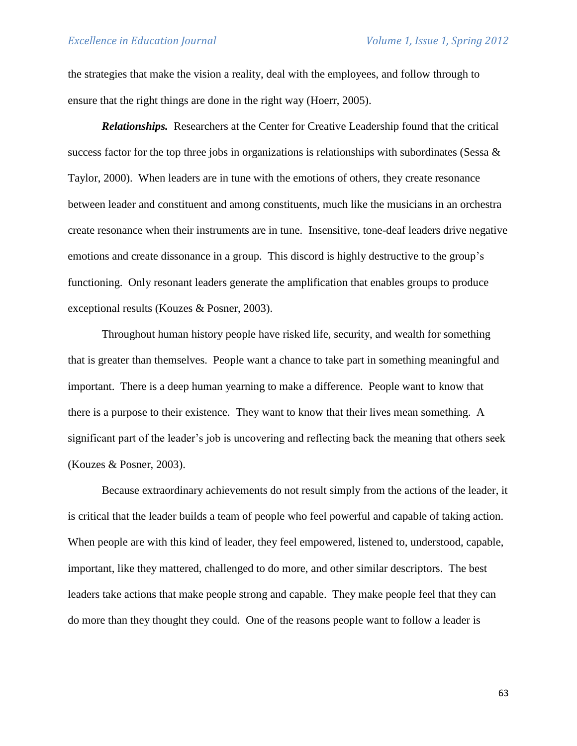the strategies that make the vision a reality, deal with the employees, and follow through to ensure that the right things are done in the right way (Hoerr, 2005).

***Relationships.*** Researchers at the Center for Creative Leadership found that the critical success factor for the top three jobs in organizations is relationships with subordinates (Sessa & Taylor, 2000). When leaders are in tune with the emotions of others, they create resonance between leader and constituent and among constituents, much like the musicians in an orchestra create resonance when their instruments are in tune. Insensitive, tone-deaf leaders drive negative emotions and create dissonance in a group. This discord is highly destructive to the group's functioning. Only resonant leaders generate the amplification that enables groups to produce exceptional results (Kouzes & Posner, 2003).

Throughout human history people have risked life, security, and wealth for something that is greater than themselves. People want a chance to take part in something meaningful and important. There is a deep human yearning to make a difference. People want to know that there is a purpose to their existence. They want to know that their lives mean something. A significant part of the leader's job is uncovering and reflecting back the meaning that others seek (Kouzes & Posner, 2003).

Because extraordinary achievements do not result simply from the actions of the leader, it is critical that the leader builds a team of people who feel powerful and capable of taking action. When people are with this kind of leader, they feel empowered, listened to, understood, capable, important, like they mattered, challenged to do more, and other similar descriptors. The best leaders take actions that make people strong and capable. They make people feel that they can do more than they thought they could. One of the reasons people want to follow a leader is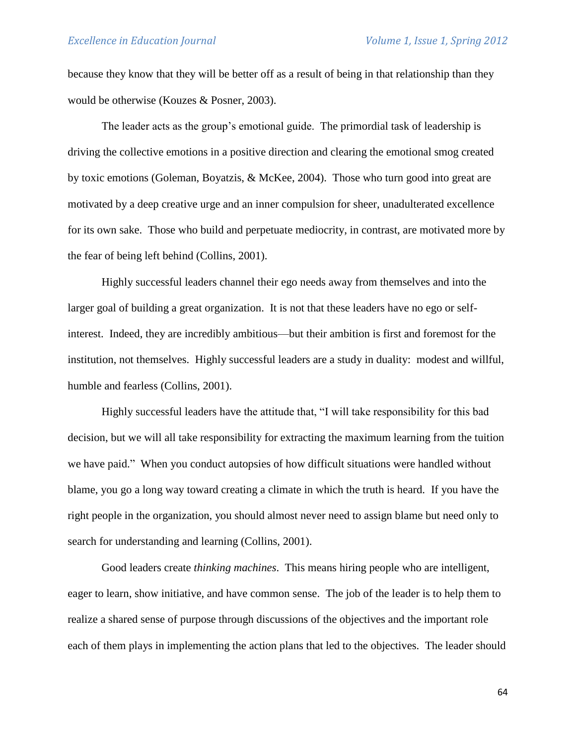because they know that they will be better off as a result of being in that relationship than they would be otherwise (Kouzes & Posner, 2003).

The leader acts as the group's emotional guide. The primordial task of leadership is driving the collective emotions in a positive direction and clearing the emotional smog created by toxic emotions (Goleman, Boyatzis, & McKee, 2004). Those who turn good into great are motivated by a deep creative urge and an inner compulsion for sheer, unadulterated excellence for its own sake. Those who build and perpetuate mediocrity, in contrast, are motivated more by the fear of being left behind (Collins, 2001).

Highly successful leaders channel their ego needs away from themselves and into the larger goal of building a great organization. It is not that these leaders have no ego or self-interest. Indeed, they are incredibly ambitious—but their ambition is first and foremost for the institution, not themselves. Highly successful leaders are a study in duality: modest and willful, humble and fearless (Collins, 2001).

Highly successful leaders have the attitude that, "I will take responsibility for this bad decision, but we will all take responsibility for extracting the maximum learning from the tuition we have paid." When you conduct autopsies of how difficult situations were handled without blame, you go a long way toward creating a climate in which the truth is heard. If you have the right people in the organization, you should almost never need to assign blame but need only to search for understanding and learning (Collins, 2001).

Good leaders create *thinking machines*. This means hiring people who are intelligent, eager to learn, show initiative, and have common sense. The job of the leader is to help them to realize a shared sense of purpose through discussions of the objectives and the important role each of them plays in implementing the action plans that led to the objectives. The leader should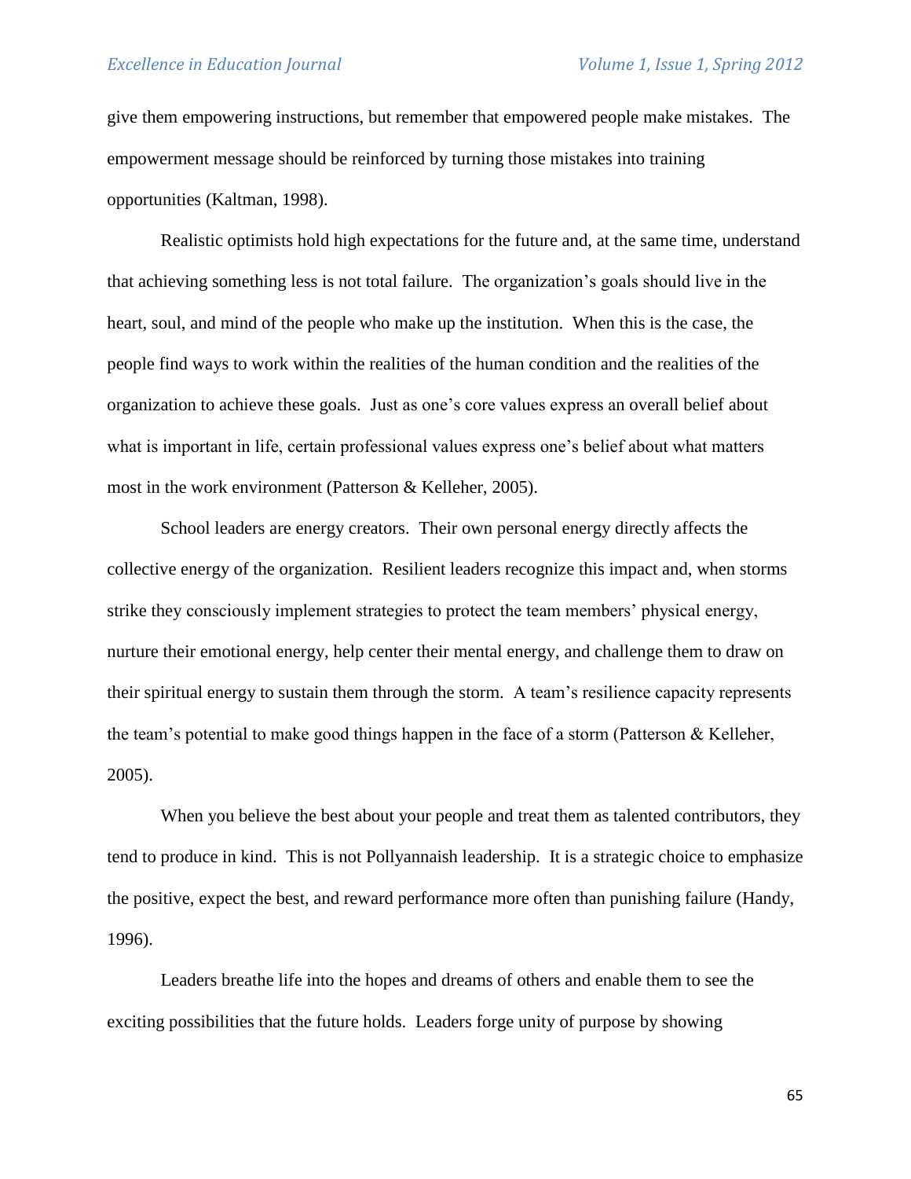give them empowering instructions, but remember that empowered people make mistakes. The empowerment message should be reinforced by turning those mistakes into training opportunities (Kaltman, 1998).

Realistic optimists hold high expectations for the future and, at the same time, understand that achieving something less is not total failure. The organization's goals should live in the heart, soul, and mind of the people who make up the institution. When this is the case, the people find ways to work within the realities of the human condition and the realities of the organization to achieve these goals. Just as one's core values express an overall belief about what is important in life, certain professional values express one's belief about what matters most in the work environment (Patterson & Kelleher, 2005).

School leaders are energy creators. Their own personal energy directly affects the collective energy of the organization. Resilient leaders recognize this impact and, when storms strike they consciously implement strategies to protect the team members' physical energy, nurture their emotional energy, help center their mental energy, and challenge them to draw on their spiritual energy to sustain them through the storm. A team's resilience capacity represents the team's potential to make good things happen in the face of a storm (Patterson & Kelleher, 2005).

When you believe the best about your people and treat them as talented contributors, they tend to produce in kind. This is not Pollyannaish leadership. It is a strategic choice to emphasize the positive, expect the best, and reward performance more often than punishing failure (Handy, 1996).

Leaders breathe life into the hopes and dreams of others and enable them to see the exciting possibilities that the future holds. Leaders forge unity of purpose by showing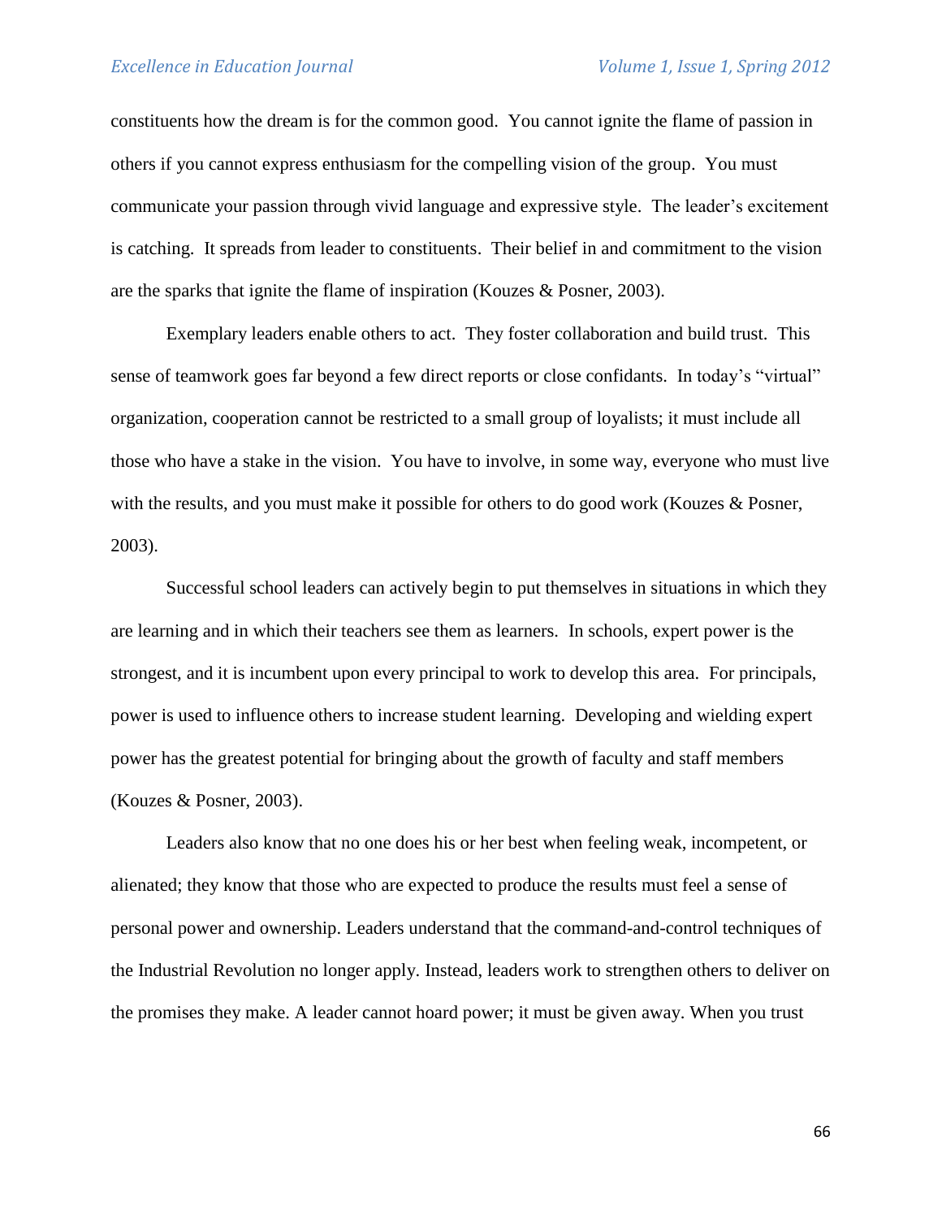constituents how the dream is for the common good. You cannot ignite the flame of passion in others if you cannot express enthusiasm for the compelling vision of the group. You must communicate your passion through vivid language and expressive style. The leader's excitement is catching. It spreads from leader to constituents. Their belief in and commitment to the vision are the sparks that ignite the flame of inspiration (Kouzes & Posner, 2003).

Exemplary leaders enable others to act. They foster collaboration and build trust. This sense of teamwork goes far beyond a few direct reports or close confidants. In today's "virtual" organization, cooperation cannot be restricted to a small group of loyalists; it must include all those who have a stake in the vision. You have to involve, in some way, everyone who must live with the results, and you must make it possible for others to do good work (Kouzes & Posner, 2003).

Successful school leaders can actively begin to put themselves in situations in which they are learning and in which their teachers see them as learners. In schools, expert power is the strongest, and it is incumbent upon every principal to work to develop this area. For principals, power is used to influence others to increase student learning. Developing and wielding expert power has the greatest potential for bringing about the growth of faculty and staff members (Kouzes & Posner, 2003).

Leaders also know that no one does his or her best when feeling weak, incompetent, or alienated; they know that those who are expected to produce the results must feel a sense of personal power and ownership. Leaders understand that the command-and-control techniques of the Industrial Revolution no longer apply. Instead, leaders work to strengthen others to deliver on the promises they make. A leader cannot hoard power; it must be given away. When you trust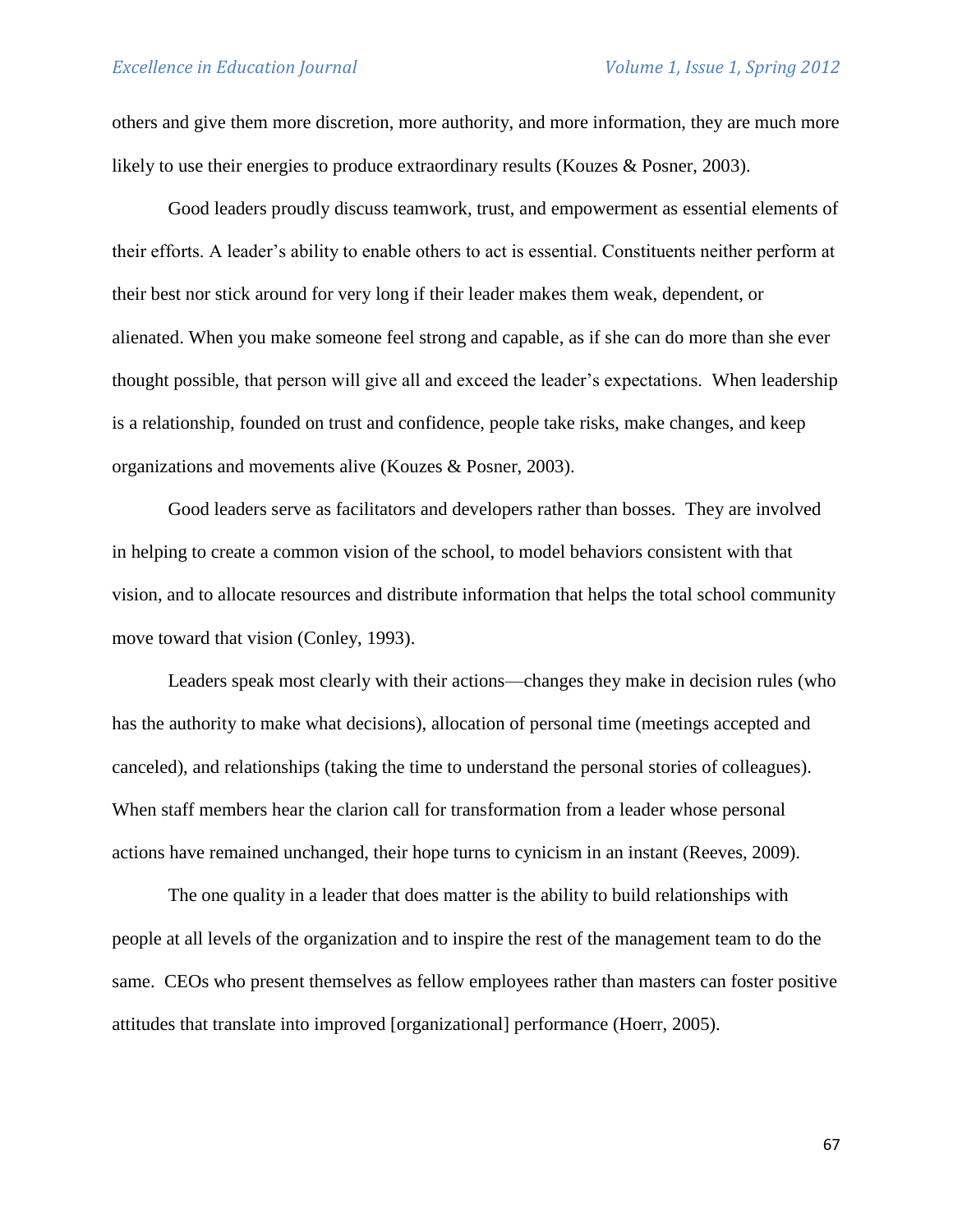others and give them more discretion, more authority, and more information, they are much more likely to use their energies to produce extraordinary results (Kouzes & Posner, 2003).

Good leaders proudly discuss teamwork, trust, and empowerment as essential elements of their efforts. A leader's ability to enable others to act is essential. Constituents neither perform at their best nor stick around for very long if their leader makes them weak, dependent, or alienated. When you make someone feel strong and capable, as if she can do more than she ever thought possible, that person will give all and exceed the leader's expectations. When leadership is a relationship, founded on trust and confidence, people take risks, make changes, and keep organizations and movements alive (Kouzes & Posner, 2003).

Good leaders serve as facilitators and developers rather than bosses. They are involved in helping to create a common vision of the school, to model behaviors consistent with that vision, and to allocate resources and distribute information that helps the total school community move toward that vision (Conley, 1993).

Leaders speak most clearly with their actions—changes they make in decision rules (who has the authority to make what decisions), allocation of personal time (meetings accepted and canceled), and relationships (taking the time to understand the personal stories of colleagues). When staff members hear the clarion call for transformation from a leader whose personal actions have remained unchanged, their hope turns to cynicism in an instant (Reeves, 2009).

The one quality in a leader that does matter is the ability to build relationships with people at all levels of the organization and to inspire the rest of the management team to do the same. CEOs who present themselves as fellow employees rather than masters can foster positive attitudes that translate into improved [organizational] performance (Hoerr, 2005).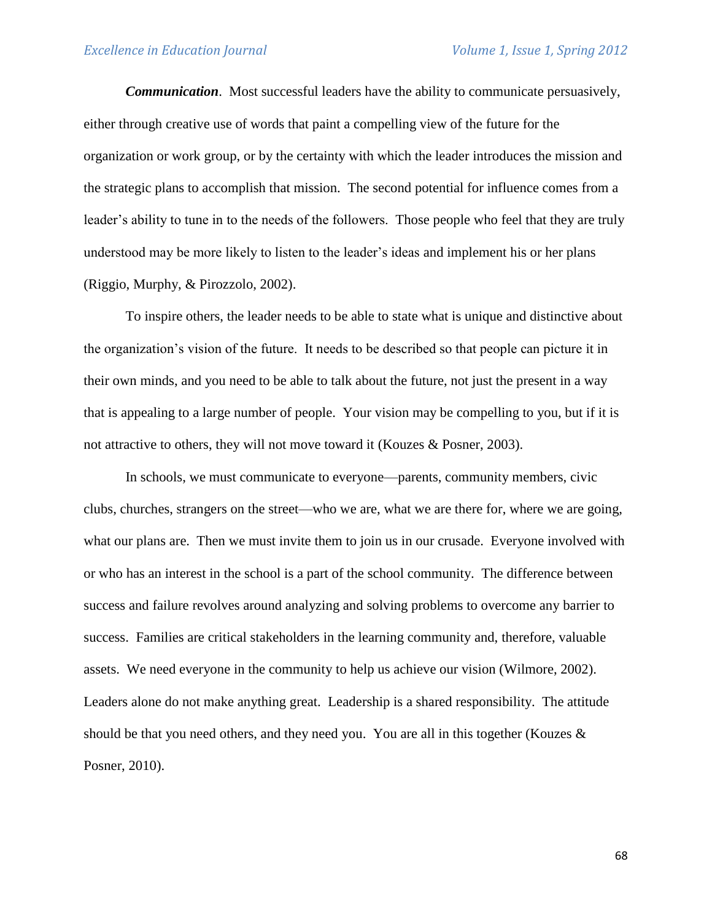***Communication***. Most successful leaders have the ability to communicate persuasively, either through creative use of words that paint a compelling view of the future for the organization or work group, or by the certainty with which the leader introduces the mission and the strategic plans to accomplish that mission. The second potential for influence comes from a leader's ability to tune in to the needs of the followers. Those people who feel that they are truly understood may be more likely to listen to the leader's ideas and implement his or her plans (Riggio, Murphy, & Pirozzolo, 2002).

To inspire others, the leader needs to be able to state what is unique and distinctive about the organization's vision of the future. It needs to be described so that people can picture it in their own minds, and you need to be able to talk about the future, not just the present in a way that is appealing to a large number of people. Your vision may be compelling to you, but if it is not attractive to others, they will not move toward it (Kouzes & Posner, 2003).

In schools, we must communicate to everyone—parents, community members, civic clubs, churches, strangers on the street—who we are, what we are there for, where we are going, what our plans are. Then we must invite them to join us in our crusade. Everyone involved with or who has an interest in the school is a part of the school community. The difference between success and failure revolves around analyzing and solving problems to overcome any barrier to success. Families are critical stakeholders in the learning community and, therefore, valuable assets. We need everyone in the community to help us achieve our vision (Wilmore, 2002). Leaders alone do not make anything great. Leadership is a shared responsibility. The attitude should be that you need others, and they need you. You are all in this together (Kouzes & Posner, 2010).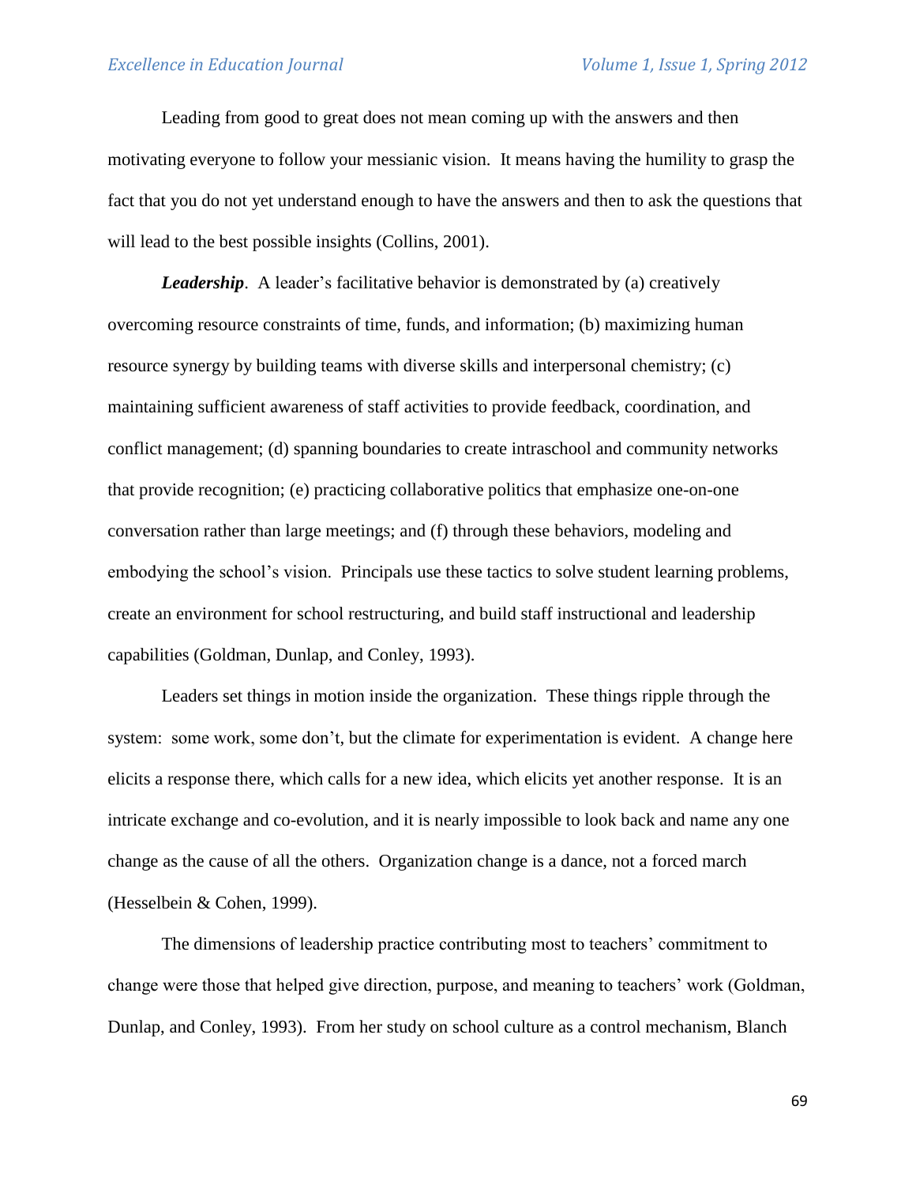Leading from good to great does not mean coming up with the answers and then motivating everyone to follow your messianic vision. It means having the humility to grasp the fact that you do not yet understand enough to have the answers and then to ask the questions that will lead to the best possible insights (Collins, 2001).

***Leadership***. A leader's facilitative behavior is demonstrated by (a) creatively overcoming resource constraints of time, funds, and information; (b) maximizing human resource synergy by building teams with diverse skills and interpersonal chemistry; (c) maintaining sufficient awareness of staff activities to provide feedback, coordination, and conflict management; (d) spanning boundaries to create intraschool and community networks that provide recognition; (e) practicing collaborative politics that emphasize one-on-one conversation rather than large meetings; and (f) through these behaviors, modeling and embodying the school's vision. Principals use these tactics to solve student learning problems, create an environment for school restructuring, and build staff instructional and leadership capabilities (Goldman, Dunlap, and Conley, 1993).

Leaders set things in motion inside the organization. These things ripple through the system: some work, some don't, but the climate for experimentation is evident. A change here elicits a response there, which calls for a new idea, which elicits yet another response. It is an intricate exchange and co-evolution, and it is nearly impossible to look back and name any one change as the cause of all the others. Organization change is a dance, not a forced march (Hesselbein & Cohen, 1999).

The dimensions of leadership practice contributing most to teachers' commitment to change were those that helped give direction, purpose, and meaning to teachers' work (Goldman, Dunlap, and Conley, 1993). From her study on school culture as a control mechanism, Blanch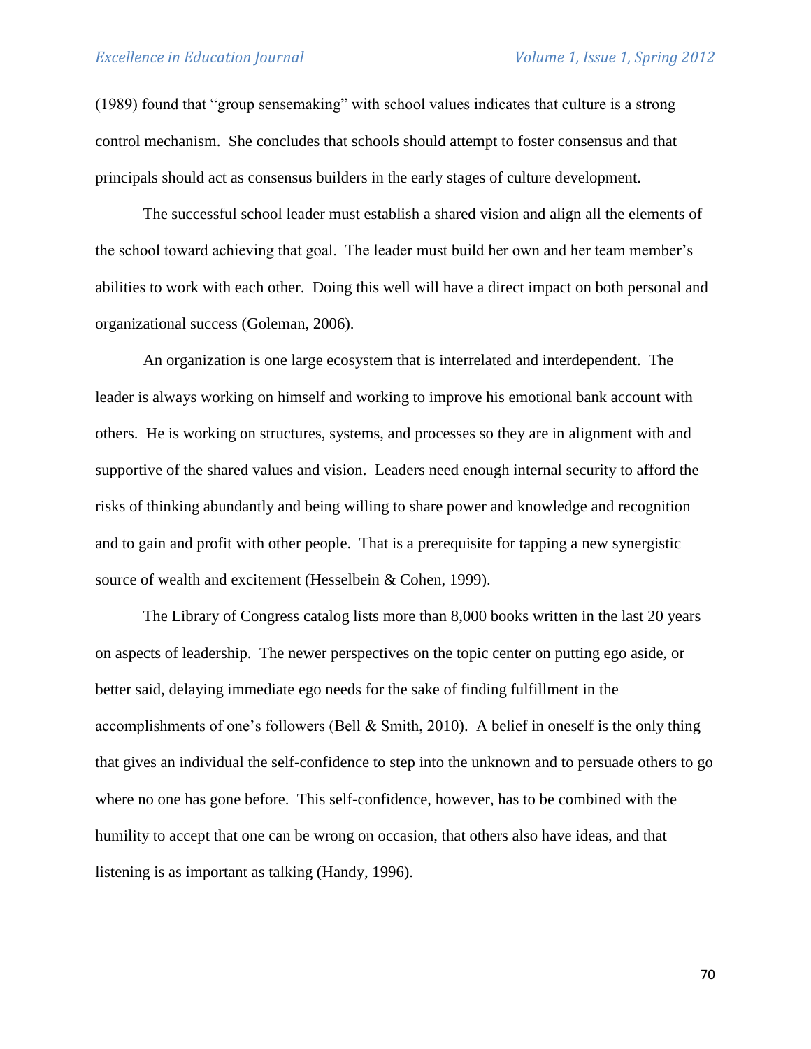(1989) found that “group sensemaking” with school values indicates that culture is a strong control mechanism. She concludes that schools should attempt to foster consensus and that principals should act as consensus builders in the early stages of culture development.

The successful school leader must establish a shared vision and align all the elements of the school toward achieving that goal. The leader must build her own and her team member’s abilities to work with each other. Doing this well will have a direct impact on both personal and organizational success (Goleman, 2006).

An organization is one large ecosystem that is interrelated and interdependent. The leader is always working on himself and working to improve his emotional bank account with others. He is working on structures, systems, and processes so they are in alignment with and supportive of the shared values and vision. Leaders need enough internal security to afford the risks of thinking abundantly and being willing to share power and knowledge and recognition and to gain and profit with other people. That is a prerequisite for tapping a new synergistic source of wealth and excitement (Hesselbein & Cohen, 1999).

The Library of Congress catalog lists more than 8,000 books written in the last 20 years on aspects of leadership. The newer perspectives on the topic center on putting ego aside, or better said, delaying immediate ego needs for the sake of finding fulfillment in the accomplishments of one’s followers (Bell & Smith, 2010). A belief in oneself is the only thing that gives an individual the self-confidence to step into the unknown and to persuade others to go where no one has gone before. This self-confidence, however, has to be combined with the humility to accept that one can be wrong on occasion, that others also have ideas, and that listening is as important as talking (Handy, 1996).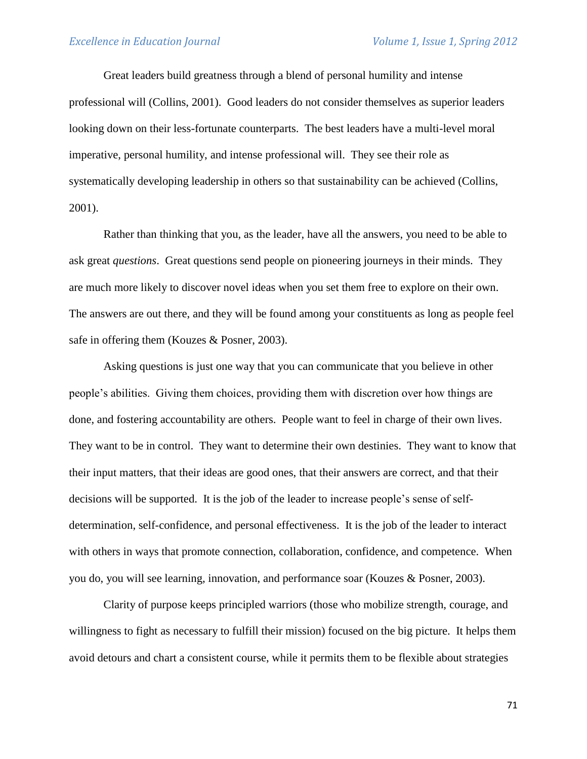Great leaders build greatness through a blend of personal humility and intense professional will (Collins, 2001). Good leaders do not consider themselves as superior leaders looking down on their less-fortunate counterparts. The best leaders have a multi-level moral imperative, personal humility, and intense professional will. They see their role as systematically developing leadership in others so that sustainability can be achieved (Collins, 2001).

Rather than thinking that you, as the leader, have all the answers, you need to be able to ask great *questions*. Great questions send people on pioneering journeys in their minds. They are much more likely to discover novel ideas when you set them free to explore on their own. The answers are out there, and they will be found among your constituents as long as people feel safe in offering them (Kouzes & Posner, 2003).

Asking questions is just one way that you can communicate that you believe in other people's abilities. Giving them choices, providing them with discretion over how things are done, and fostering accountability are others. People want to feel in charge of their own lives. They want to be in control. They want to determine their own destinies. They want to know that their input matters, that their ideas are good ones, that their answers are correct, and that their decisions will be supported. It is the job of the leader to increase people's sense of self-determination, self-confidence, and personal effectiveness. It is the job of the leader to interact with others in ways that promote connection, collaboration, confidence, and competence. When you do, you will see learning, innovation, and performance soar (Kouzes & Posner, 2003).

Clarity of purpose keeps principled warriors (those who mobilize strength, courage, and willingness to fight as necessary to fulfill their mission) focused on the big picture. It helps them avoid detours and chart a consistent course, while it permits them to be flexible about strategies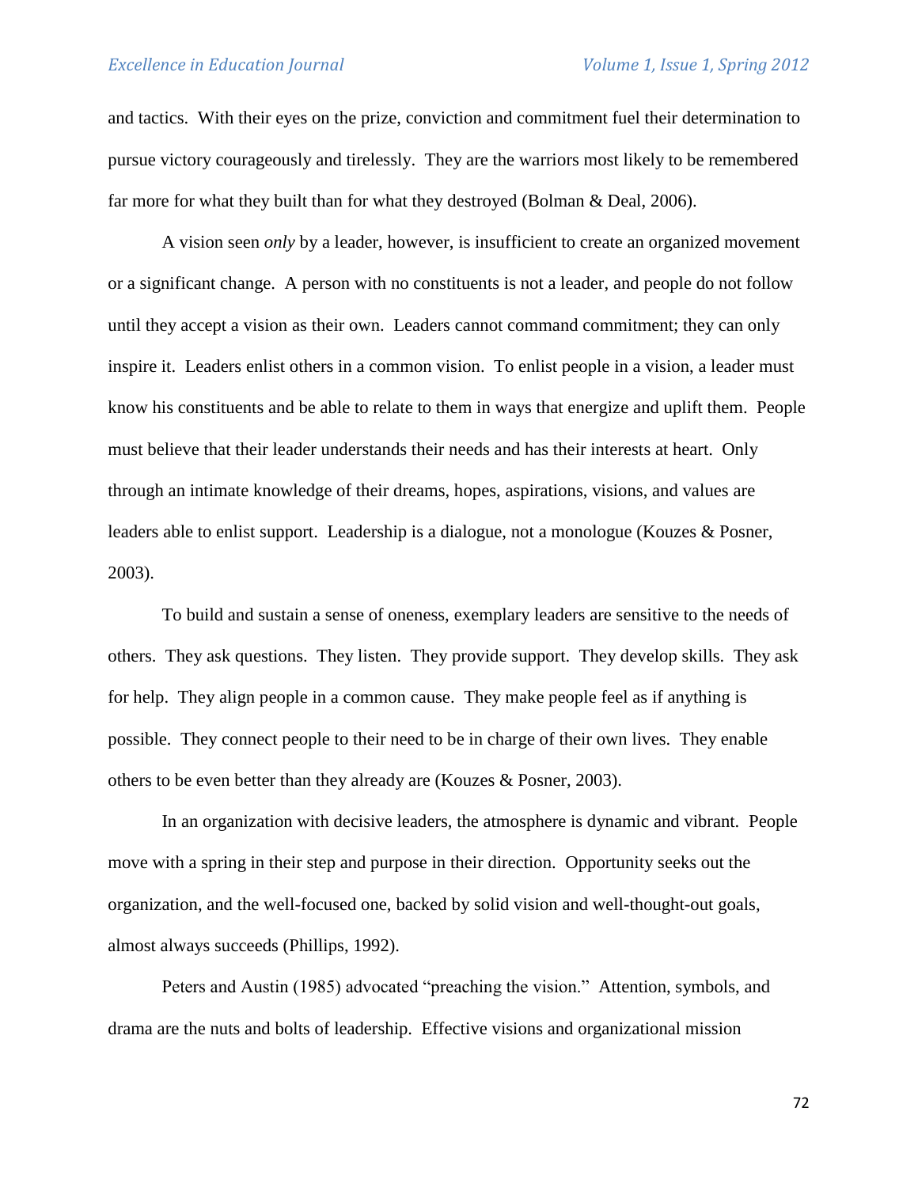and tactics. With their eyes on the prize, conviction and commitment fuel their determination to pursue victory courageously and tirelessly. They are the warriors most likely to be remembered far more for what they built than for what they destroyed (Bolman & Deal, 2006).

A vision seen *only* by a leader, however, is insufficient to create an organized movement or a significant change. A person with no constituents is not a leader, and people do not follow until they accept a vision as their own. Leaders cannot command commitment; they can only inspire it. Leaders enlist others in a common vision. To enlist people in a vision, a leader must know his constituents and be able to relate to them in ways that energize and uplift them. People must believe that their leader understands their needs and has their interests at heart. Only through an intimate knowledge of their dreams, hopes, aspirations, visions, and values are leaders able to enlist support. Leadership is a dialogue, not a monologue (Kouzes & Posner, 2003).

To build and sustain a sense of oneness, exemplary leaders are sensitive to the needs of others. They ask questions. They listen. They provide support. They develop skills. They ask for help. They align people in a common cause. They make people feel as if anything is possible. They connect people to their need to be in charge of their own lives. They enable others to be even better than they already are (Kouzes & Posner, 2003).

In an organization with decisive leaders, the atmosphere is dynamic and vibrant. People move with a spring in their step and purpose in their direction. Opportunity seeks out the organization, and the well-focused one, backed by solid vision and well-thought-out goals, almost always succeeds (Phillips, 1992).

Peters and Austin (1985) advocated "preaching the vision." Attention, symbols, and drama are the nuts and bolts of leadership. Effective visions and organizational mission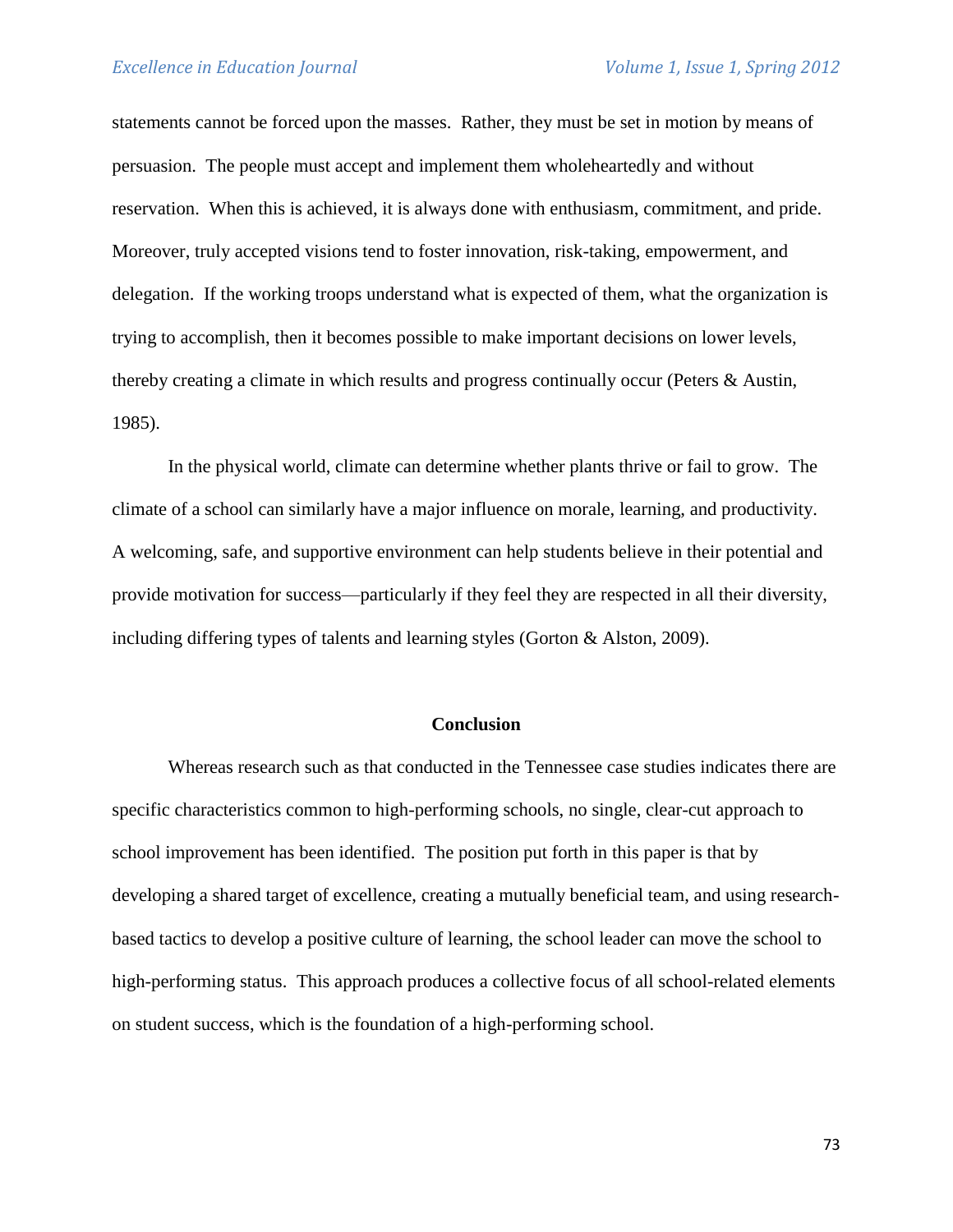statements cannot be forced upon the masses. Rather, they must be set in motion by means of persuasion. The people must accept and implement them wholeheartedly and without reservation. When this is achieved, it is always done with enthusiasm, commitment, and pride. Moreover, truly accepted visions tend to foster innovation, risk-taking, empowerment, and delegation. If the working troops understand what is expected of them, what the organization is trying to accomplish, then it becomes possible to make important decisions on lower levels, thereby creating a climate in which results and progress continually occur (Peters & Austin, 1985).

In the physical world, climate can determine whether plants thrive or fail to grow. The climate of a school can similarly have a major influence on morale, learning, and productivity. A welcoming, safe, and supportive environment can help students believe in their potential and provide motivation for success—particularly if they feel they are respected in all their diversity, including differing types of talents and learning styles (Gorton & Alston, 2009).

## Conclusion

Whereas research such as that conducted in the Tennessee case studies indicates there are specific characteristics common to high-performing schools, no single, clear-cut approach to school improvement has been identified. The position put forth in this paper is that by developing a shared target of excellence, creating a mutually beneficial team, and using research-based tactics to develop a positive culture of learning, the school leader can move the school to high-performing status. This approach produces a collective focus of all school-related elements on student success, which is the foundation of a high-performing school.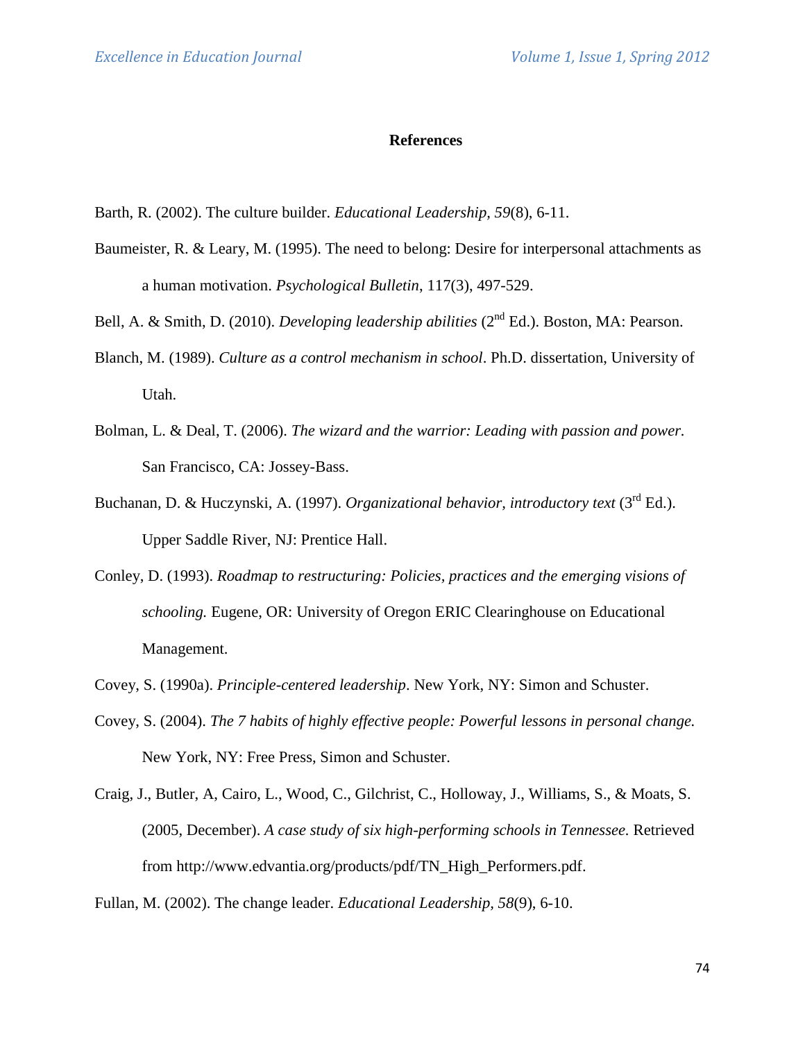## References

Barth, R. (2002). The culture builder. *Educational Leadership, 59*(8), 6-11.

Baumeister, R. & Leary, M. (1995). The need to belong: Desire for interpersonal attachments as a human motivation. *Psychological Bulletin*, 117(3), 497-529.

Bell, A. & Smith, D. (2010). *Developing leadership abilities* (2nd Ed.). Boston, MA: Pearson.

Blanch, M. (1989). *Culture as a control mechanism in school*. Ph.D. dissertation, University of Utah.

Bolman, L. & Deal, T. (2006). *The wizard and the warrior: Leading with passion and power.* San Francisco, CA: Jossey-Bass.

Buchanan, D. & Huczynski, A. (1997). *Organizational behavior, introductory text* (3rd Ed.). Upper Saddle River, NJ: Prentice Hall.

Conley, D. (1993). *Roadmap to restructuring: Policies, practices and the emerging visions of schooling.* Eugene, OR: University of Oregon ERIC Clearinghouse on Educational Management.

Covey, S. (1990a). *Principle-centered leadership*. New York, NY: Simon and Schuster.

Covey, S. (2004). *The 7 habits of highly effective people: Powerful lessons in personal change.* New York, NY: Free Press, Simon and Schuster.

Craig, J., Butler, A, Cairo, L., Wood, C., Gilchrist, C., Holloway, J., Williams, S., & Moats, S. (2005, December). *A case study of six high-performing schools in Tennessee.* Retrieved from http://www.edvantia.org/products/pdf/TN_High_Performers.pdf.

Fullan, M. (2002). The change leader. *Educational Leadership, 58*(9), 6-10.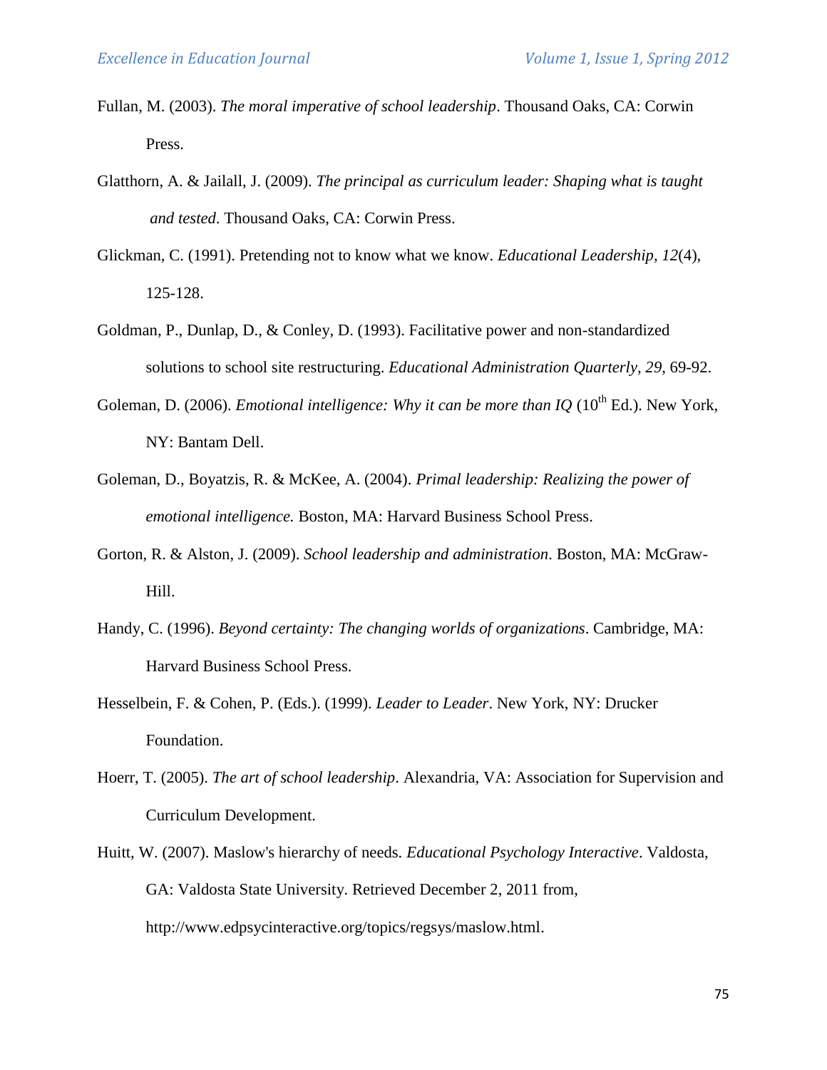Fullan, M. (2003). *The moral imperative of school leadership*. Thousand Oaks, CA: Corwin Press.

Glatthorn, A. & Jailall, J. (2009). *The principal as curriculum leader: Shaping what is taught and tested*. Thousand Oaks, CA: Corwin Press.

Glickman, C. (1991). Pretending not to know what we know. *Educational Leadership, 12*(4), 125-128.

Goldman, P., Dunlap, D., & Conley, D. (1993). Facilitative power and non-standardized solutions to school site restructuring. *Educational Administration Quarterly*, *29*, 69-92.

Goleman, D. (2006). *Emotional intelligence: Why it can be more than IQ* (10th Ed.). New York, NY: Bantam Dell.

Goleman, D., Boyatzis, R. & McKee, A. (2004). *Primal leadership: Realizing the power of emotional intelligence.* Boston, MA: Harvard Business School Press.

Gorton, R. & Alston, J. (2009). *School leadership and administration*. Boston, MA: McGraw-Hill.

Handy, C. (1996). *Beyond certainty: The changing worlds of organizations*. Cambridge, MA: Harvard Business School Press.

Hesselbein, F. & Cohen, P. (Eds.). (1999). *Leader to Leader*. New York, NY: Drucker Foundation.

Hoerr, T. (2005). *The art of school leadership*. Alexandria, VA: Association for Supervision and Curriculum Development.

Huitt, W. (2007). Maslow's hierarchy of needs. *Educational Psychology Interactive*. Valdosta, GA: Valdosta State University. Retrieved December 2, 2011 from, http://www.edpsycinteractive.org/topics/regsys/maslow.html.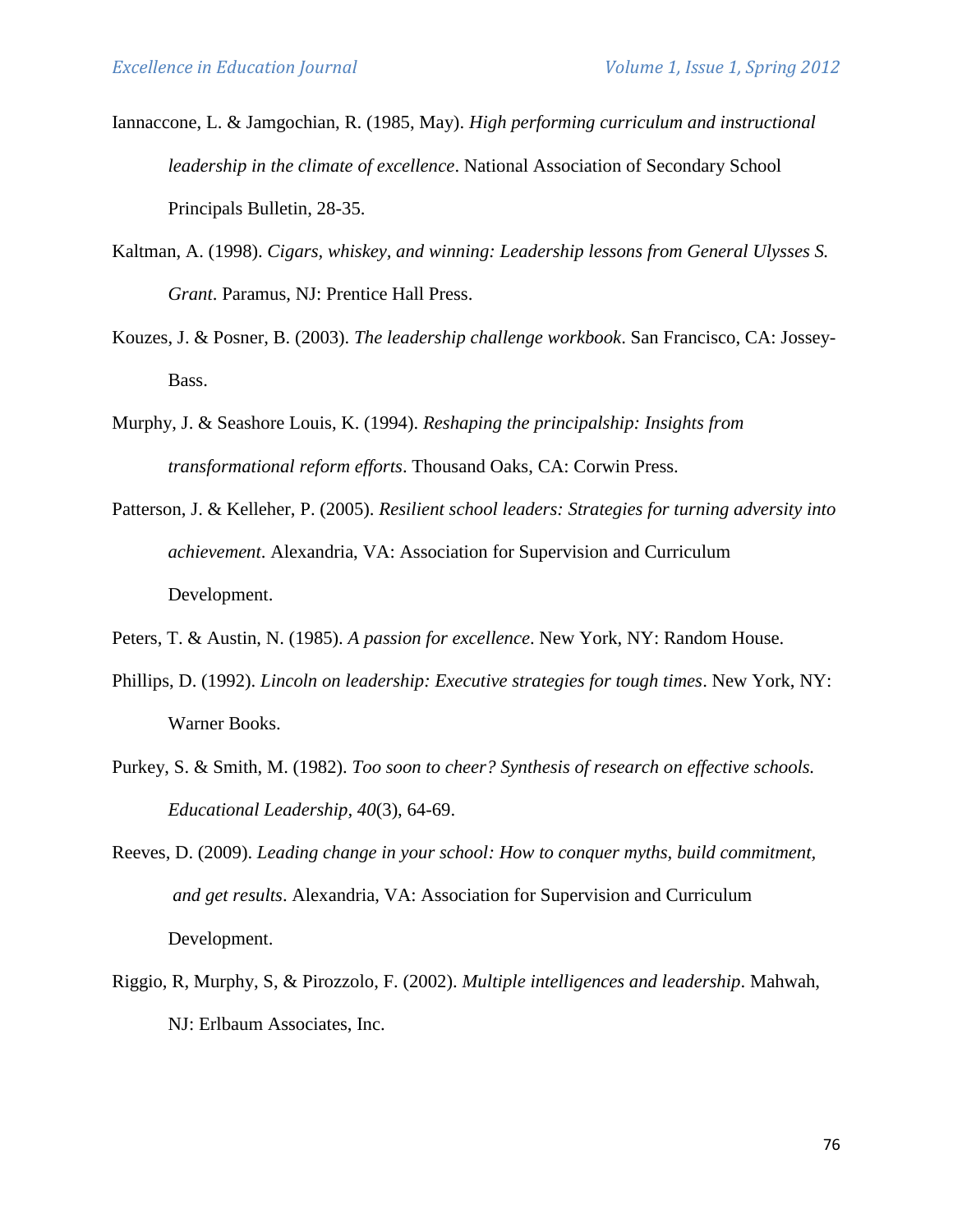Iannaccone, L. & Jamgochian, R. (1985, May). *High performing curriculum and instructional leadership in the climate of excellence*. National Association of Secondary School Principals Bulletin, 28-35.

Kaltman, A. (1998). *Cigars, whiskey, and winning: Leadership lessons from General Ulysses S. Grant*. Paramus, NJ: Prentice Hall Press.

Kouzes, J. & Posner, B. (2003). *The leadership challenge workbook*. San Francisco, CA: Jossey-Bass.

Murphy, J. & Seashore Louis, K. (1994). *Reshaping the principalship: Insights from transformational reform efforts*. Thousand Oaks, CA: Corwin Press.

Patterson, J. & Kelleher, P. (2005). *Resilient school leaders: Strategies for turning adversity into achievement*. Alexandria, VA: Association for Supervision and Curriculum Development.

Peters, T. & Austin, N. (1985). *A passion for excellence*. New York, NY: Random House.

Phillips, D. (1992). *Lincoln on leadership: Executive strategies for tough times*. New York, NY: Warner Books.

Purkey, S. & Smith, M. (1982). *Too soon to cheer? Synthesis of research on effective schools. Educational Leadership*, *40*(3), 64-69.

Reeves, D. (2009). *Leading change in your school: How to conquer myths, build commitment, and get results*. Alexandria, VA: Association for Supervision and Curriculum Development.

Riggio, R, Murphy, S, & Pirozzolo, F. (2002). *Multiple intelligences and leadership*. Mahwah, NJ: Erlbaum Associates, Inc.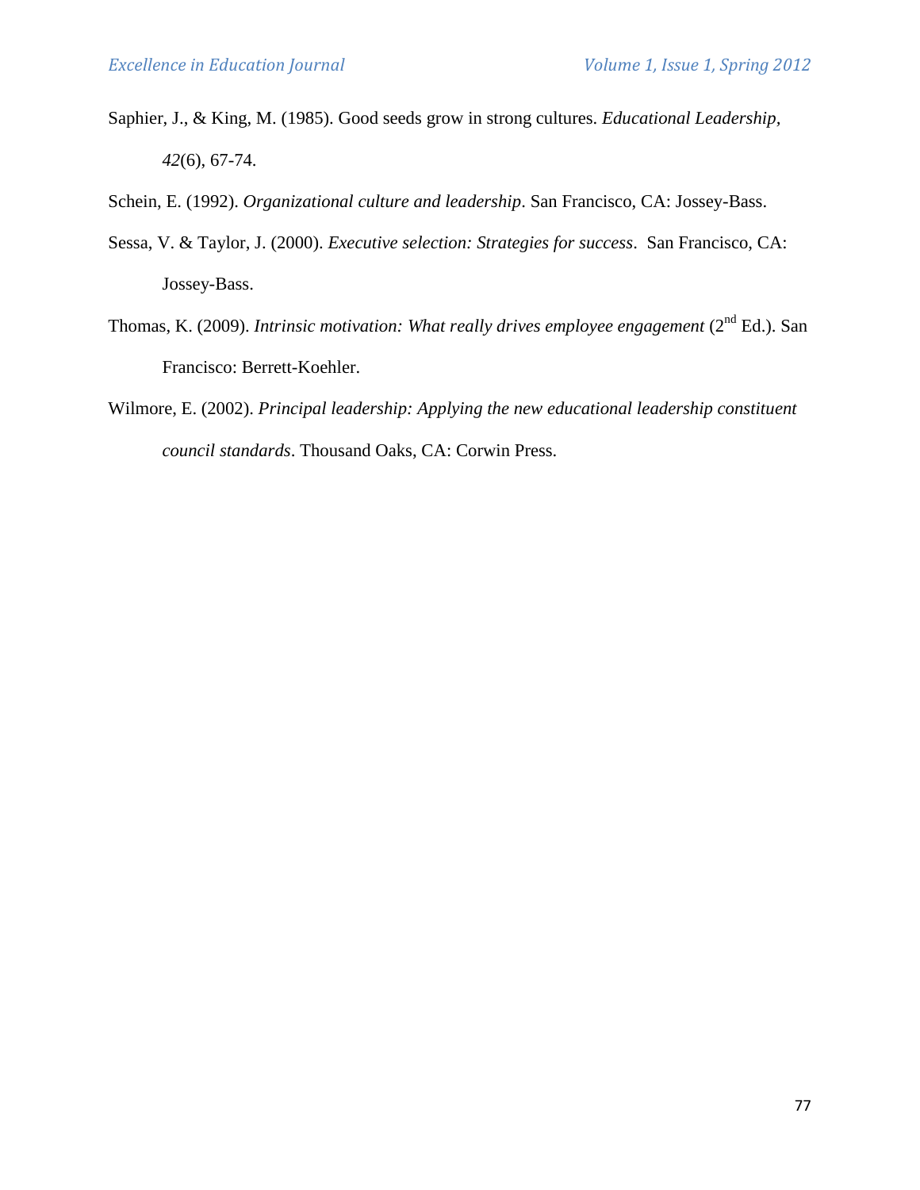Saphier, J., & King, M. (1985). Good seeds grow in strong cultures. *Educational Leadership, 42*(6), 67-74.

Schein, E. (1992). *Organizational culture and leadership*. San Francisco, CA: Jossey-Bass.

Sessa, V. & Taylor, J. (2000). *Executive selection: Strategies for success*. San Francisco, CA: Jossey-Bass.

Thomas, K. (2009). *Intrinsic motivation: What really drives employee engagement* (2nd Ed.). San Francisco: Berrett-Koehler.

Wilmore, E. (2002). *Principal leadership: Applying the new educational leadership constituent council standards*. Thousand Oaks, CA: Corwin Press.